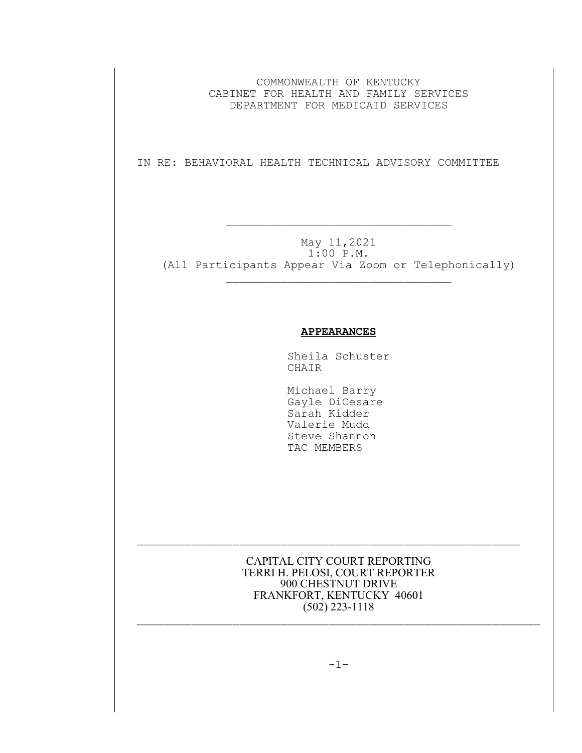COMMONWEALTH OF KENTUCKY
CABINET FOR HEALTH AND FAMILY SERVICES
DEPARTMENT FOR MEDICAID SERVICES

IN RE: BEHAVIORAL HEALTH TECHNICAL ADVISORY COMMITTEE

---

May 11,2021
1:00 P.M.
(All Participants Appear Via Zoom or Telephonically)

---

**APPEARANCES**

Sheila Schuster
CHAIR

Michael Barry
Gayle DiCesare
Sarah Kidder
Valerie Mudd
Steve Shannon
TAC MEMBERS

---

CAPITAL CITY COURT REPORTING
TERRI H. PELOSI, COURT REPORTER
900 CHESTNUT DRIVE
FRANKFORT, KENTUCKY 40601
(502) 223-1118

---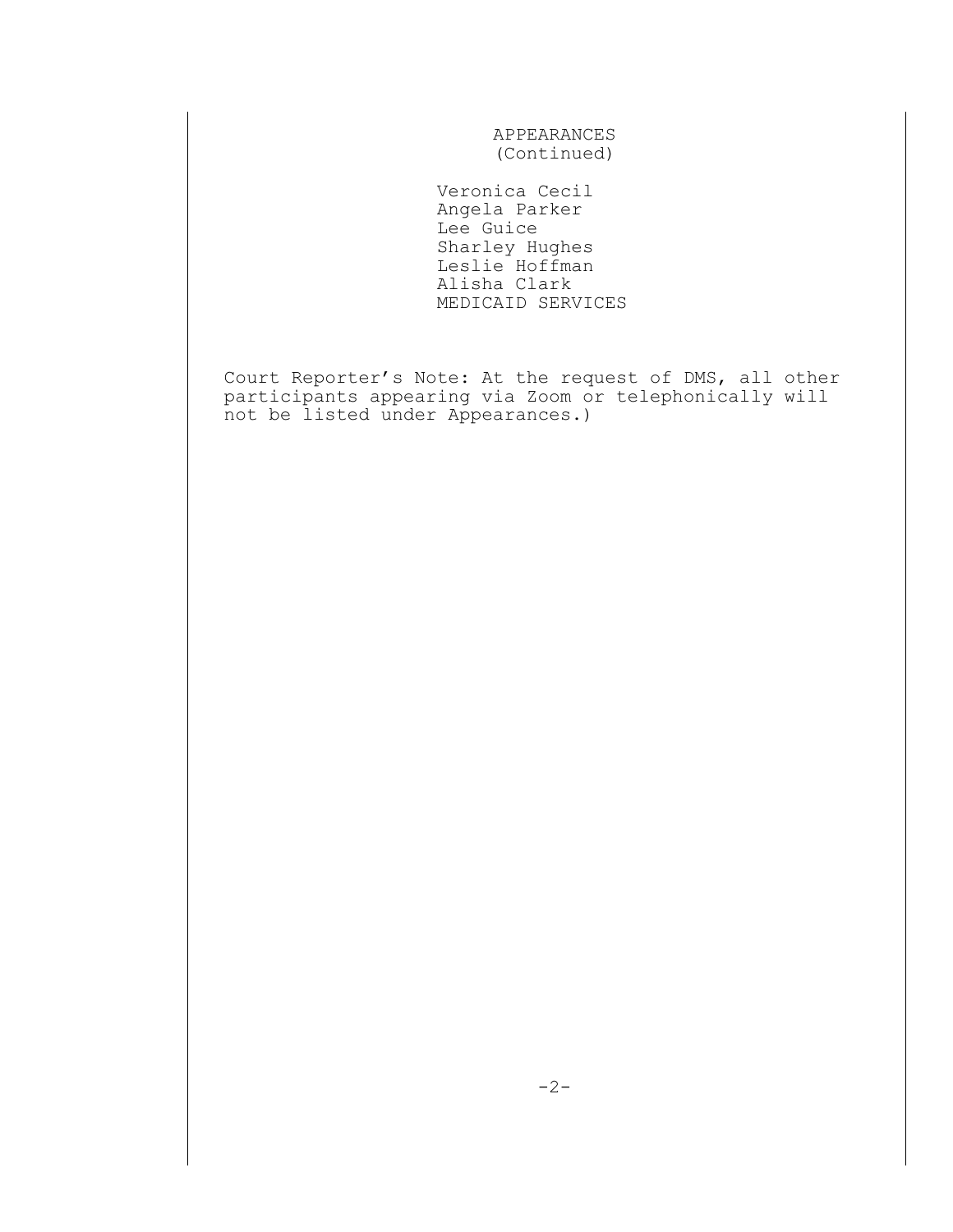APPEARANCES
(Continued)

Veronica Cecil
Angela Parker
Lee Guice
Sharley Hughes
Leslie Hoffman
Alisha Clark
MEDICAID SERVICES

Court Reporter's Note: At the request of DMS, all other participants appearing via Zoom or telephonically will not be listed under Appearances.)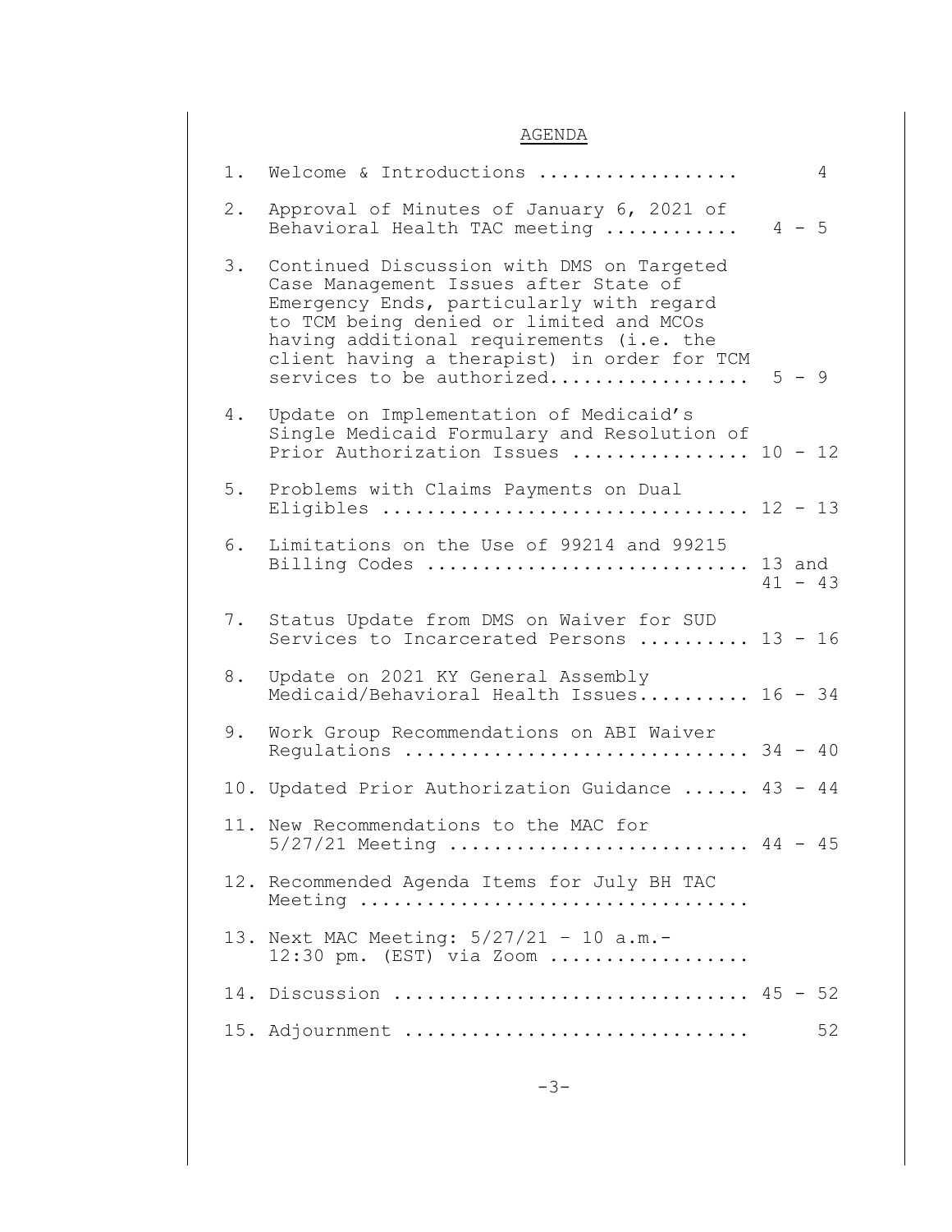# AGENDA

1. Welcome & Introductions .................. 4

2. Approval of Minutes of January 6, 2021 of Behavioral Health TAC meeting ............ 4 - 5

3. Continued Discussion with DMS on Targeted Case Management Issues after State of Emergency Ends, particularly with regard to TCM being denied or limited and MCOs having additional requirements (i.e. the client having a therapist) in order for TCM services to be authorized.................. 5 - 9

4. Update on Implementation of Medicaid's Single Medicaid Formulary and Resolution of Prior Authorization Issues ................ 10 - 12

5. Problems with Claims Payments on Dual Eligibles ................................ 12 - 13

6. Limitations on the Use of 99214 and 99215 Billing Codes ............................ 13 and 41 - 43

7. Status Update from DMS on Waiver for SUD Services to Incarcerated Persons .......... 13 - 16

8. Update on 2021 KY General Assembly Medicaid/Behavioral Health Issues.......... 16 - 34

9. Work Group Recommendations on ABI Waiver Regulations .............................. 34 - 40

10. Updated Prior Authorization Guidance ...... 43 - 44

11. New Recommendations to the MAC for 5/27/21 Meeting .......................... 44 - 45

12. Recommended Agenda Items for July BH TAC Meeting ..................................

13. Next MAC Meeting: 5/27/21 – 10 a.m.- 12:30 pm. (EST) via Zoom ..................

14. Discussion ............................... 45 - 52

15. Adjournment .............................. 52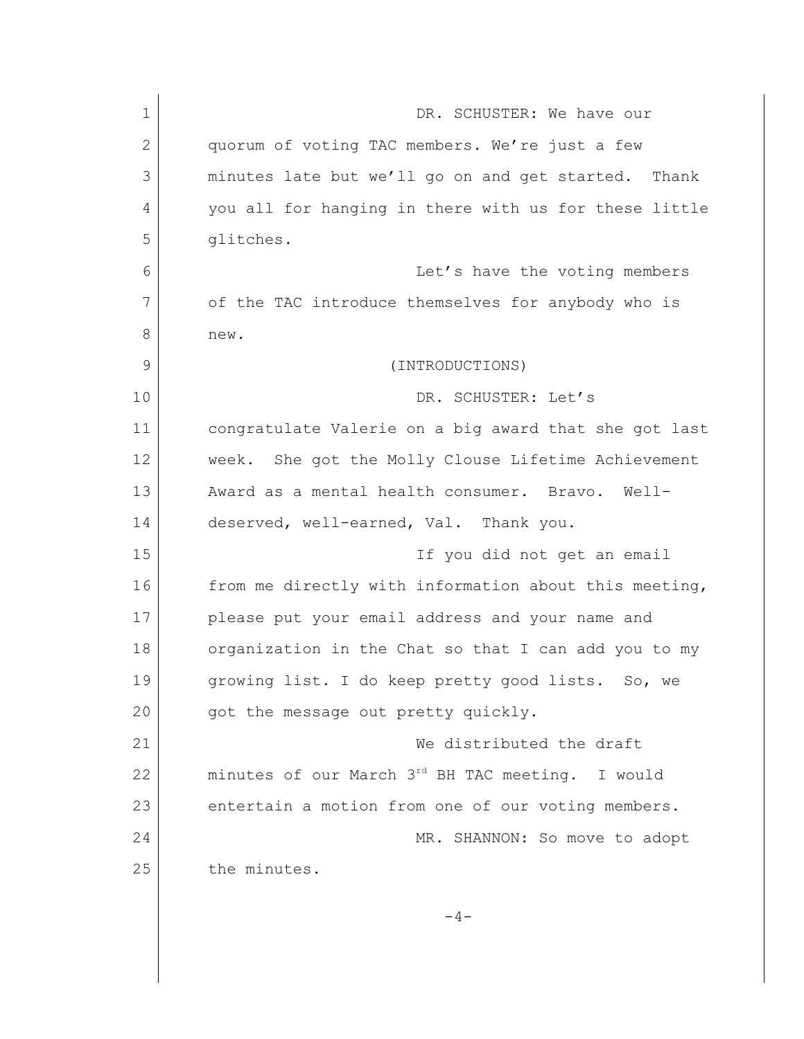DR. SCHUSTER: We have our quorum of voting TAC members. We're just a few minutes late but we'll go on and get started. Thank you all for hanging in there with us for these little glitches.

Let's have the voting members of the TAC introduce themselves for anybody who is new.

(INTRODUCTIONS)

DR. SCHUSTER: Let's congratulate Valerie on a big award that she got last week. She got the Molly Clouse Lifetime Achievement Award as a mental health consumer. Bravo. Well-deserved, well-earned, Val. Thank you.

If you did not get an email from me directly with information about this meeting, please put your email address and your name and organization in the Chat so that I can add you to my growing list. I do keep pretty good lists. So, we got the message out pretty quickly.

We distributed the draft minutes of our March 3rd BH TAC meeting. I would entertain a motion from one of our voting members.

MR. SHANNON: So move to adopt the minutes.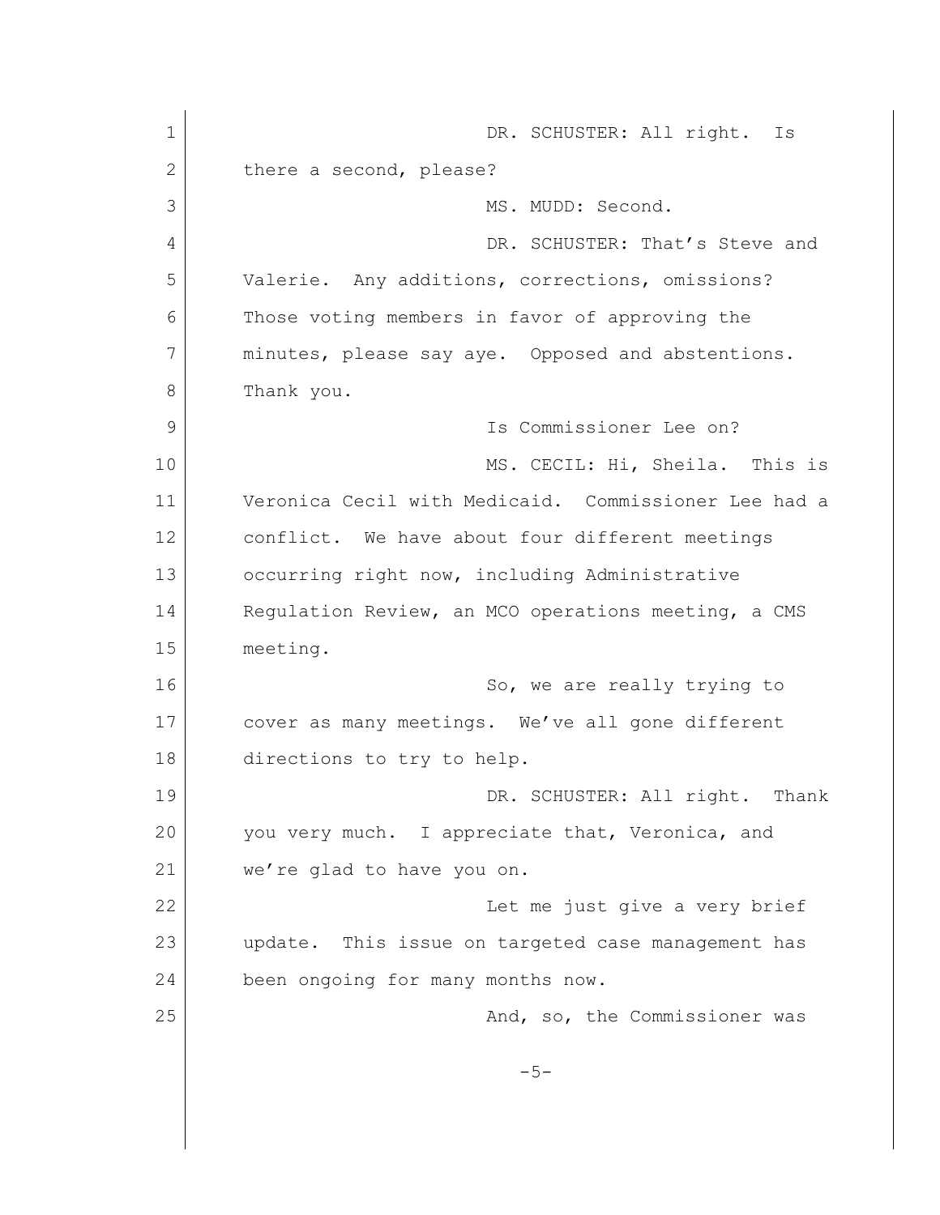DR. SCHUSTER: All right. Is there a second, please?

MS. MUDD: Second.

DR. SCHUSTER: That's Steve and Valerie. Any additions, corrections, omissions? Those voting members in favor of approving the minutes, please say aye. Opposed and abstentions. Thank you.

Is Commissioner Lee on?

MS. CECIL: Hi, Sheila. This is Veronica Cecil with Medicaid. Commissioner Lee had a conflict. We have about four different meetings occurring right now, including Administrative Regulation Review, an MCO operations meeting, a CMS meeting.

So, we are really trying to cover as many meetings. We've all gone different directions to try to help.

DR. SCHUSTER: All right. Thank you very much. I appreciate that, Veronica, and we're glad to have you on.

Let me just give a very brief update. This issue on targeted case management has been ongoing for many months now.

And, so, the Commissioner was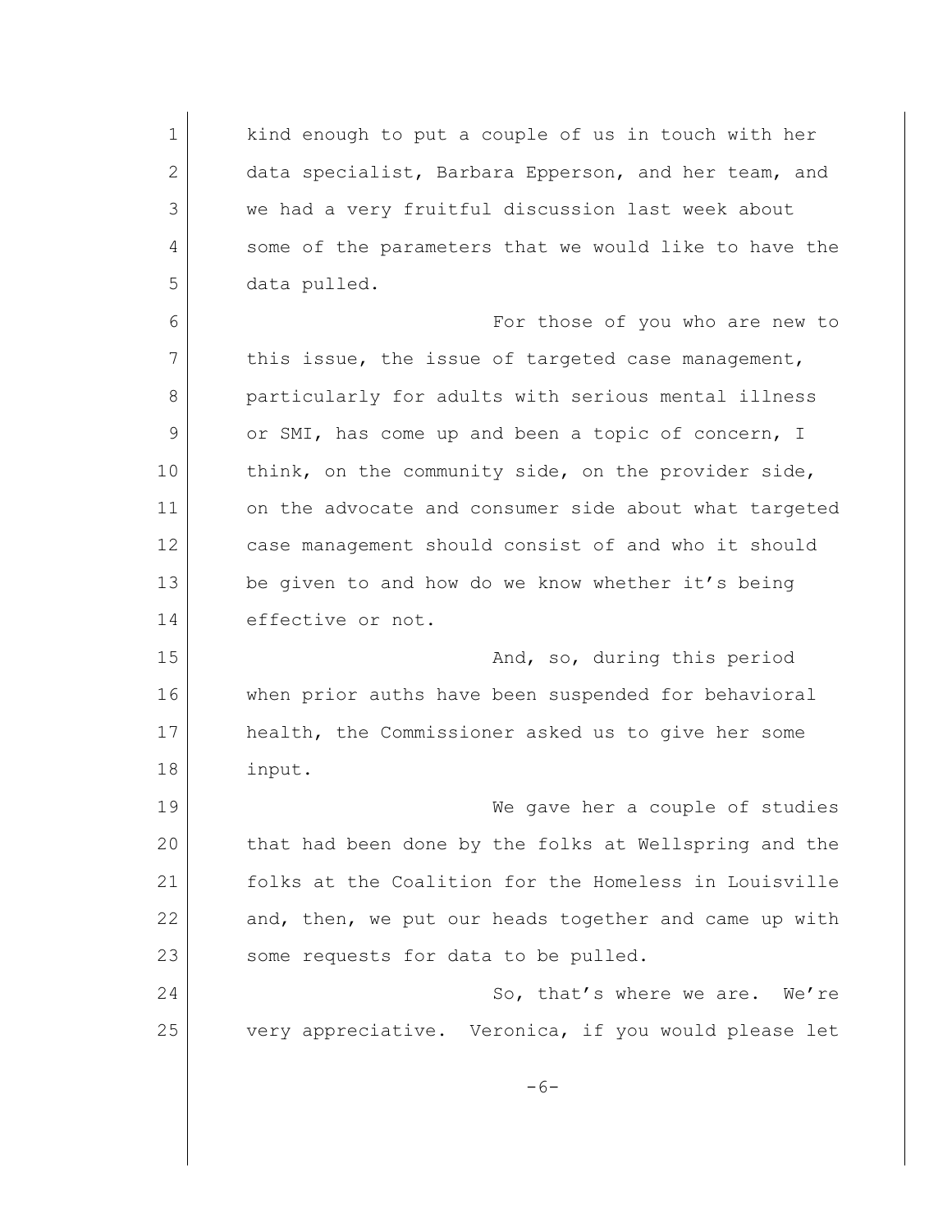kind enough to put a couple of us in touch with her data specialist, Barbara Epperson, and her team, and we had a very fruitful discussion last week about some of the parameters that we would like to have the data pulled.

For those of you who are new to this issue, the issue of targeted case management, particularly for adults with serious mental illness or SMI, has come up and been a topic of concern, I think, on the community side, on the provider side, on the advocate and consumer side about what targeted case management should consist of and who it should be given to and how do we know whether it's being effective or not.

And, so, during this period when prior auths have been suspended for behavioral health, the Commissioner asked us to give her some input.

We gave her a couple of studies that had been done by the folks at Wellspring and the folks at the Coalition for the Homeless in Louisville and, then, we put our heads together and came up with some requests for data to be pulled.

So, that's where we are. We're very appreciative. Veronica, if you would please let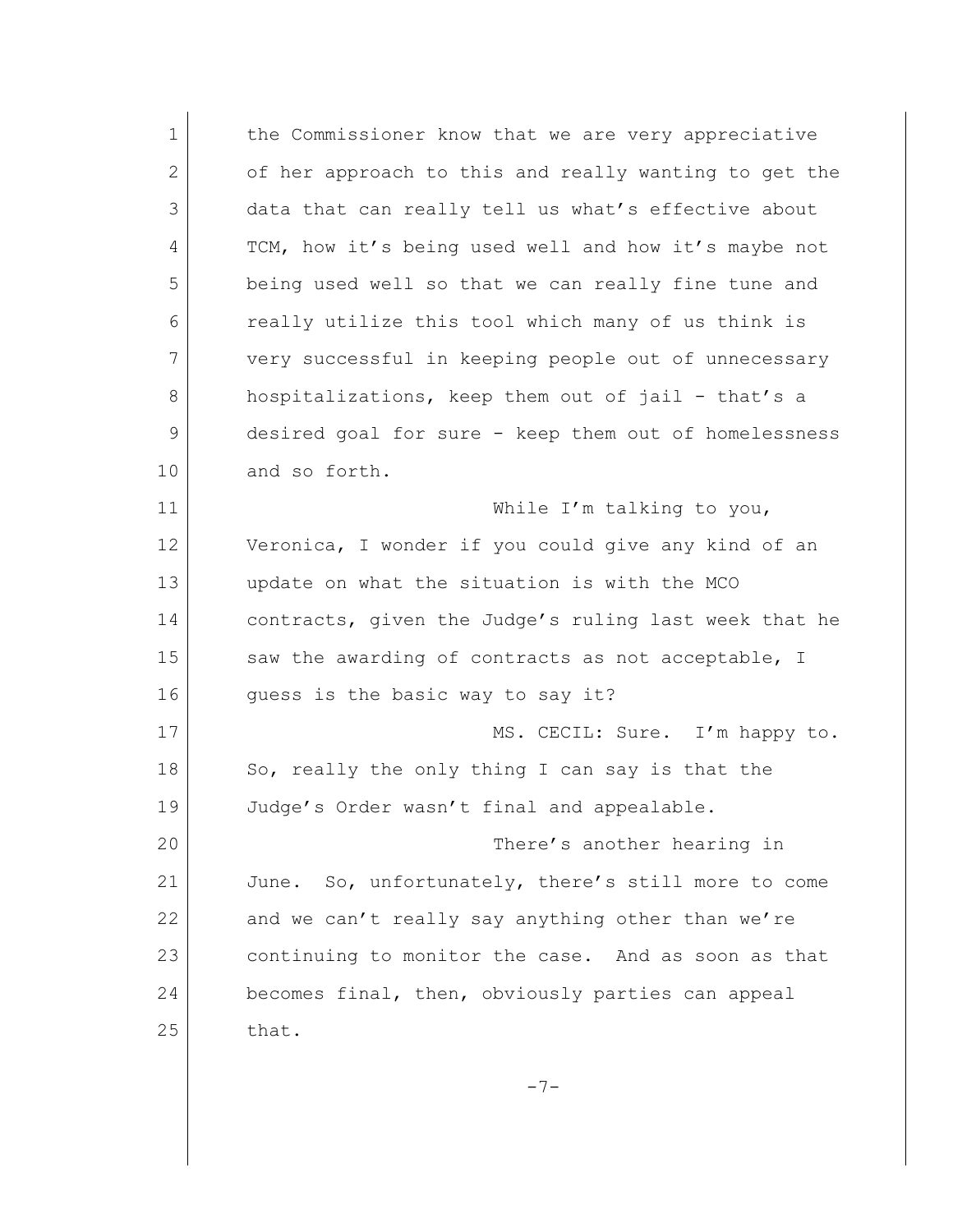the Commissioner know that we are very appreciative of her approach to this and really wanting to get the data that can really tell us what's effective about TCM, how it's being used well and how it's maybe not being used well so that we can really fine tune and really utilize this tool which many of us think is very successful in keeping people out of unnecessary hospitalizations, keep them out of jail - that's a desired goal for sure - keep them out of homelessness and so forth.

While I'm talking to you, Veronica, I wonder if you could give any kind of an update on what the situation is with the MCO contracts, given the Judge's ruling last week that he saw the awarding of contracts as not acceptable, I guess is the basic way to say it?

MS. CECIL: Sure. I'm happy to. So, really the only thing I can say is that the Judge's Order wasn't final and appealable.

There's another hearing in June. So, unfortunately, there's still more to come and we can't really say anything other than we're continuing to monitor the case. And as soon as that becomes final, then, obviously parties can appeal that.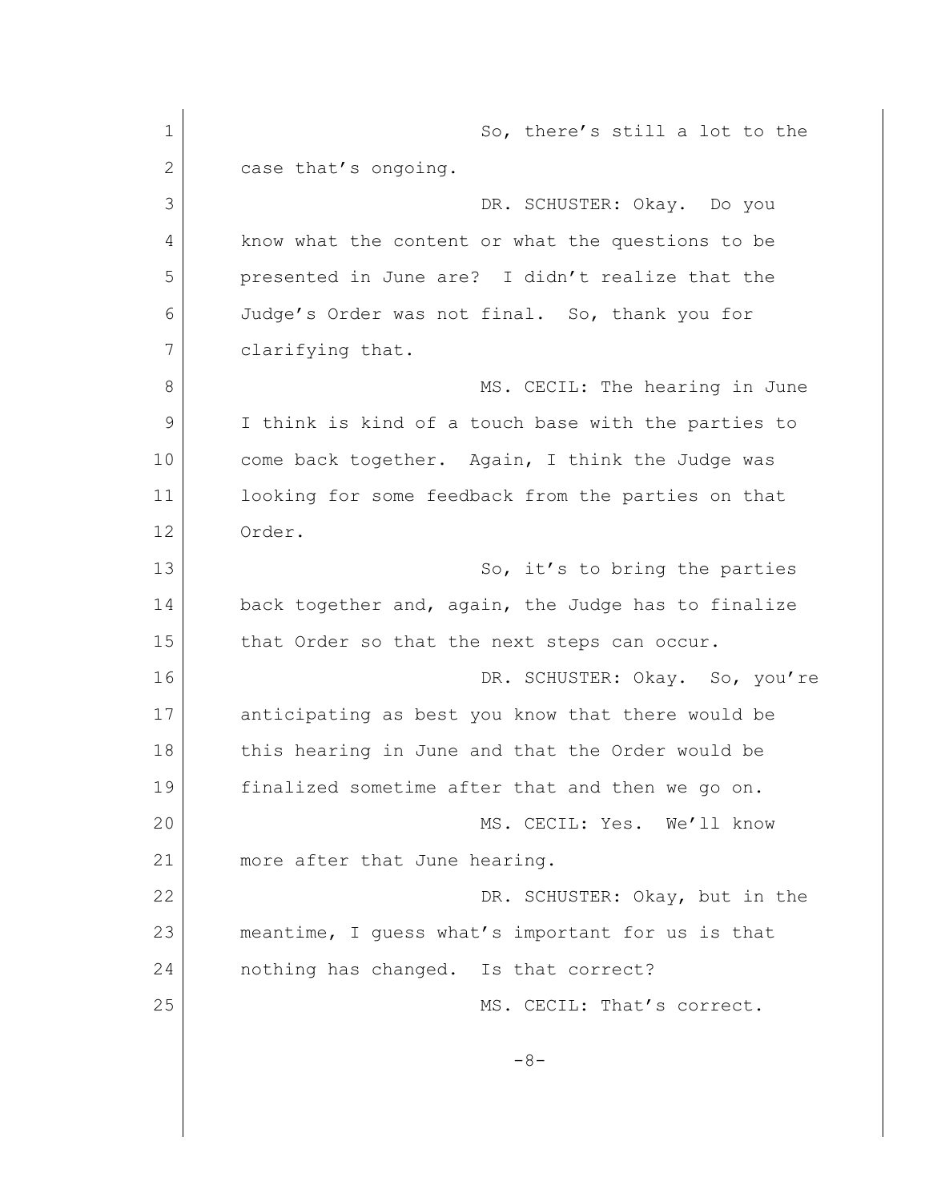So, there's still a lot to the case that's ongoing.

DR. SCHUSTER: Okay. Do you know what the content or what the questions to be presented in June are? I didn't realize that the Judge's Order was not final. So, thank you for clarifying that.

MS. CECIL: The hearing in June I think is kind of a touch base with the parties to come back together. Again, I think the Judge was looking for some feedback from the parties on that Order.

So, it's to bring the parties back together and, again, the Judge has to finalize that Order so that the next steps can occur.

DR. SCHUSTER: Okay. So, you're anticipating as best you know that there would be this hearing in June and that the Order would be finalized sometime after that and then we go on.

MS. CECIL: Yes. We'll know more after that June hearing.

DR. SCHUSTER: Okay, but in the meantime, I guess what's important for us is that nothing has changed. Is that correct?

MS. CECIL: That's correct.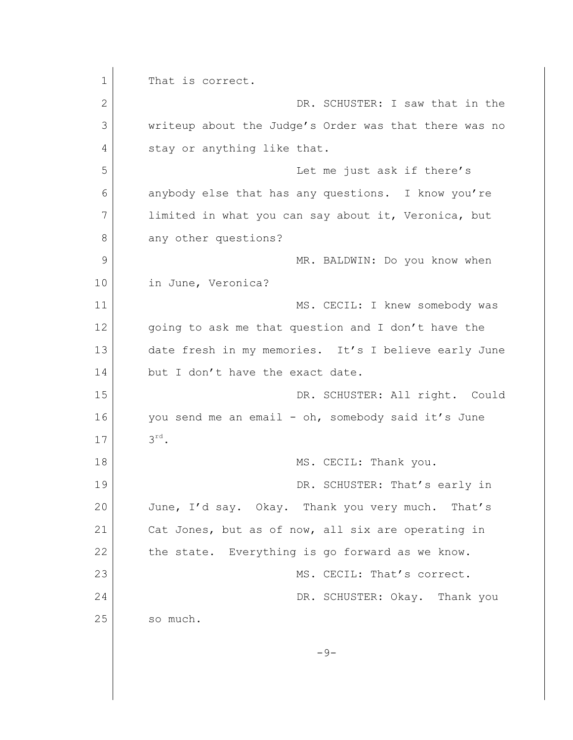That is correct.

DR. SCHUSTER: I saw that in the writeup about the Judge's Order was that there was no stay or anything like that.

Let me just ask if there's anybody else that has any questions. I know you're limited in what you can say about it, Veronica, but any other questions?

MR. BALDWIN: Do you know when in June, Veronica?

MS. CECIL: I knew somebody was going to ask me that question and I don't have the date fresh in my memories. It's I believe early June but I don't have the exact date.

DR. SCHUSTER: All right. Could you send me an email - oh, somebody said it's June 3rd.

MS. CECIL: Thank you.

DR. SCHUSTER: That's early in June, I'd say. Okay. Thank you very much. That's Cat Jones, but as of now, all six are operating in the state. Everything is go forward as we know.

MS. CECIL: That's correct.

DR. SCHUSTER: Okay. Thank you so much.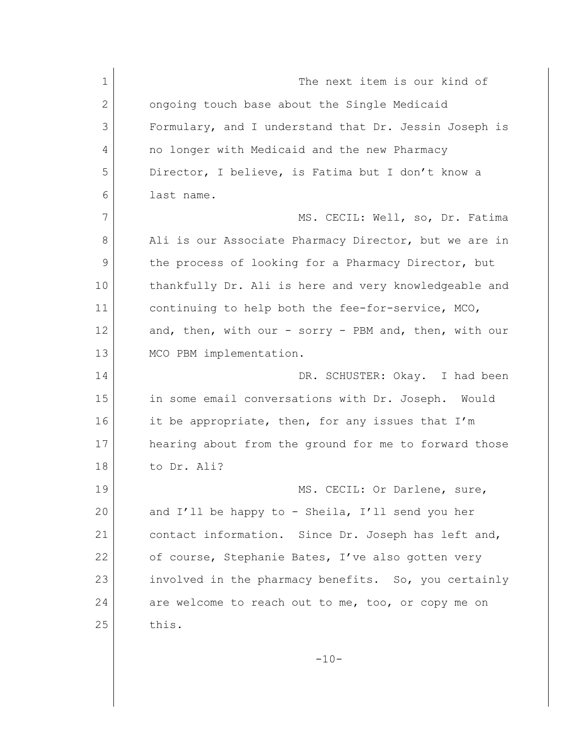The next item is our kind of ongoing touch base about the Single Medicaid Formulary, and I understand that Dr. Jessin Joseph is no longer with Medicaid and the new Pharmacy Director, I believe, is Fatima but I don't know a last name.

MS. CECIL: Well, so, Dr. Fatima Ali is our Associate Pharmacy Director, but we are in the process of looking for a Pharmacy Director, but thankfully Dr. Ali is here and very knowledgeable and continuing to help both the fee-for-service, MCO, and, then, with our - sorry - PBM and, then, with our MCO PBM implementation.

DR. SCHUSTER: Okay. I had been in some email conversations with Dr. Joseph. Would it be appropriate, then, for any issues that I'm hearing about from the ground for me to forward those to Dr. Ali?

MS. CECIL: Or Darlene, sure, and I'll be happy to - Sheila, I'll send you her contact information. Since Dr. Joseph has left and, of course, Stephanie Bates, I've also gotten very involved in the pharmacy benefits. So, you certainly are welcome to reach out to me, too, or copy me on this.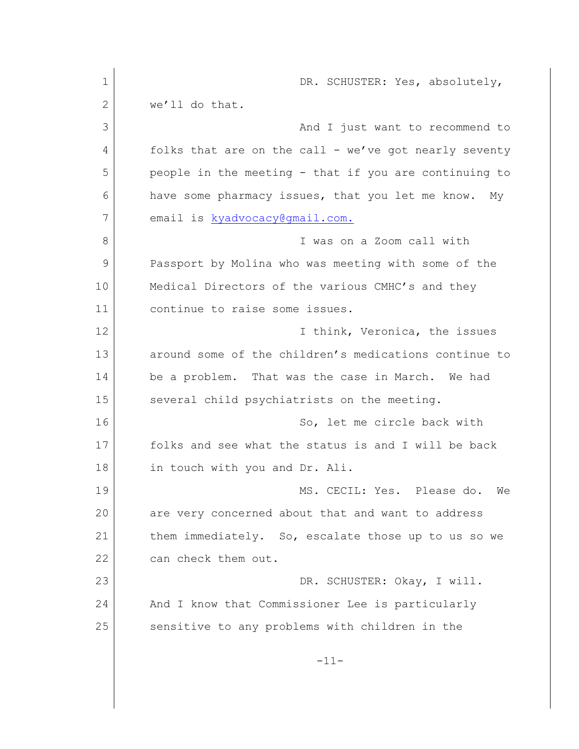DR. SCHUSTER: Yes, absolutely, we'll do that.

And I just want to recommend to folks that are on the call - we've got nearly seventy people in the meeting - that if you are continuing to have some pharmacy issues, that you let me know. My email is kyadvocacy@gmail.com.

I was on a Zoom call with Passport by Molina who was meeting with some of the Medical Directors of the various CMHC's and they continue to raise some issues.

I think, Veronica, the issues around some of the children's medications continue to be a problem. That was the case in March. We had several child psychiatrists on the meeting.

So, let me circle back with folks and see what the status is and I will be back in touch with you and Dr. Ali.

MS. CECIL: Yes. Please do. We are very concerned about that and want to address them immediately. So, escalate those up to us so we can check them out.

DR. SCHUSTER: Okay, I will. And I know that Commissioner Lee is particularly sensitive to any problems with children in the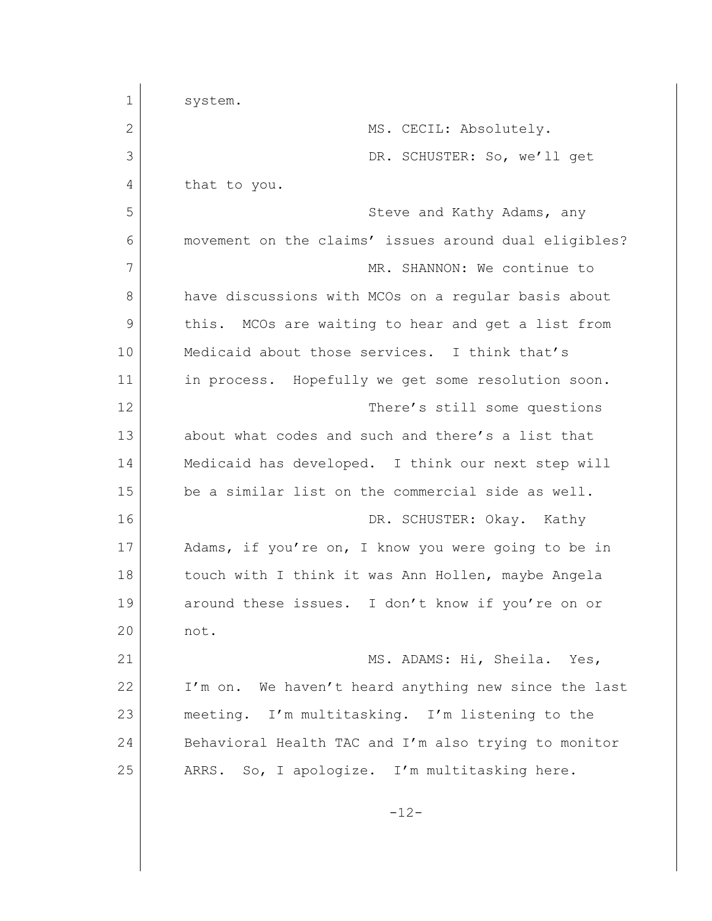system.

MS. CECIL: Absolutely.

DR. SCHUSTER: So, we'll get that to you.

Steve and Kathy Adams, any movement on the claims' issues around dual eligibles?

MR. SHANNON: We continue to have discussions with MCOs on a regular basis about this. MCOs are waiting to hear and get a list from Medicaid about those services. I think that's in process. Hopefully we get some resolution soon.

There's still some questions about what codes and such and there's a list that Medicaid has developed. I think our next step will be a similar list on the commercial side as well.

DR. SCHUSTER: Okay. Kathy Adams, if you're on, I know you were going to be in touch with I think it was Ann Hollen, maybe Angela around these issues. I don't know if you're on or not.

MS. ADAMS: Hi, Sheila. Yes, I'm on. We haven't heard anything new since the last meeting. I'm multitasking. I'm listening to the Behavioral Health TAC and I'm also trying to monitor ARRS. So, I apologize. I'm multitasking here.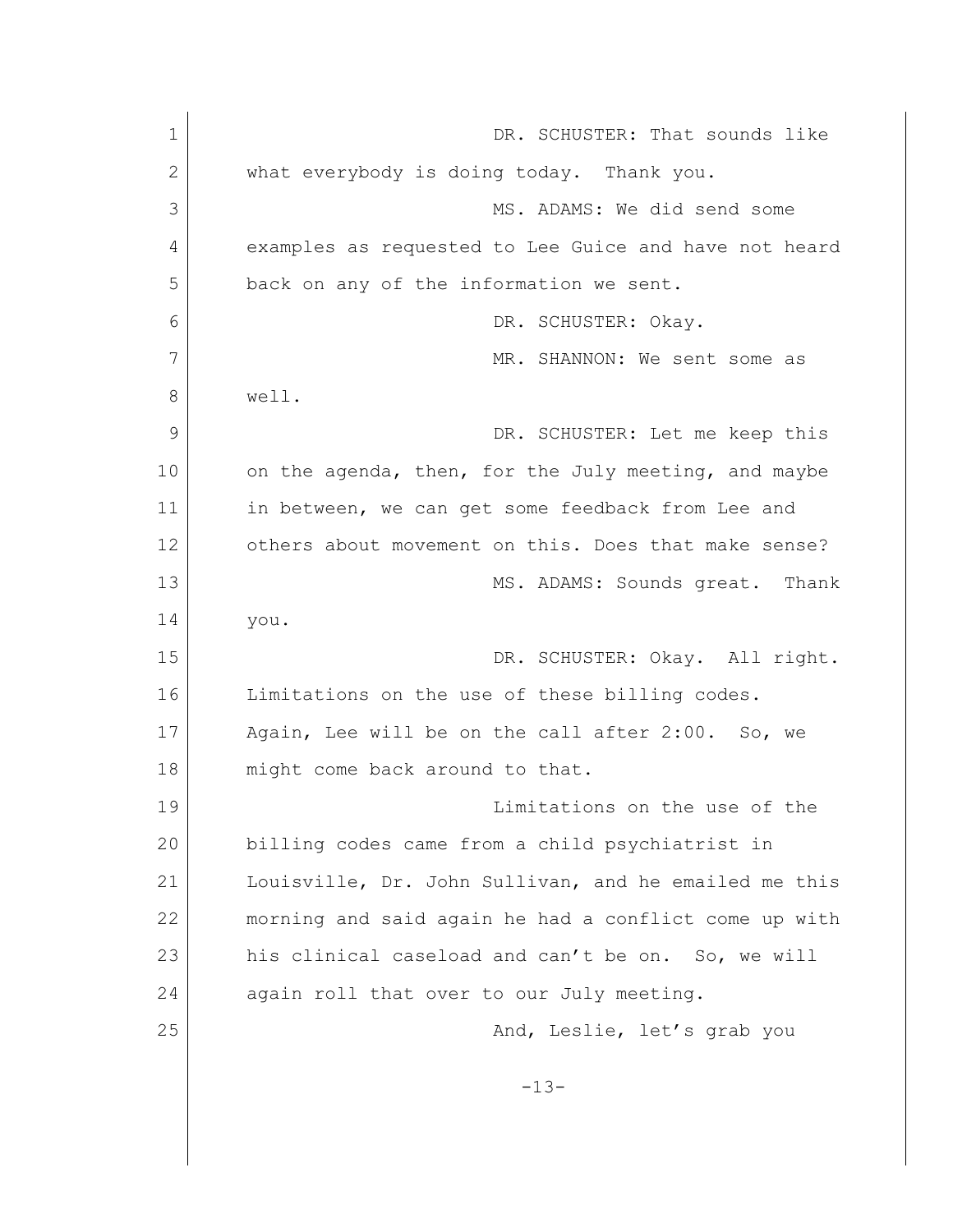DR. SCHUSTER: That sounds like what everybody is doing today. Thank you.

MS. ADAMS: We did send some examples as requested to Lee Guice and have not heard back on any of the information we sent.

DR. SCHUSTER: Okay.

MR. SHANNON: We sent some as well.

DR. SCHUSTER: Let me keep this on the agenda, then, for the July meeting, and maybe in between, we can get some feedback from Lee and others about movement on this. Does that make sense?

MS. ADAMS: Sounds great. Thank you.

DR. SCHUSTER: Okay. All right. Limitations on the use of these billing codes. Again, Lee will be on the call after 2:00. So, we might come back around to that.

Limitations on the use of the billing codes came from a child psychiatrist in Louisville, Dr. John Sullivan, and he emailed me this morning and said again he had a conflict come up with his clinical caseload and can't be on. So, we will again roll that over to our July meeting.

And, Leslie, let's grab you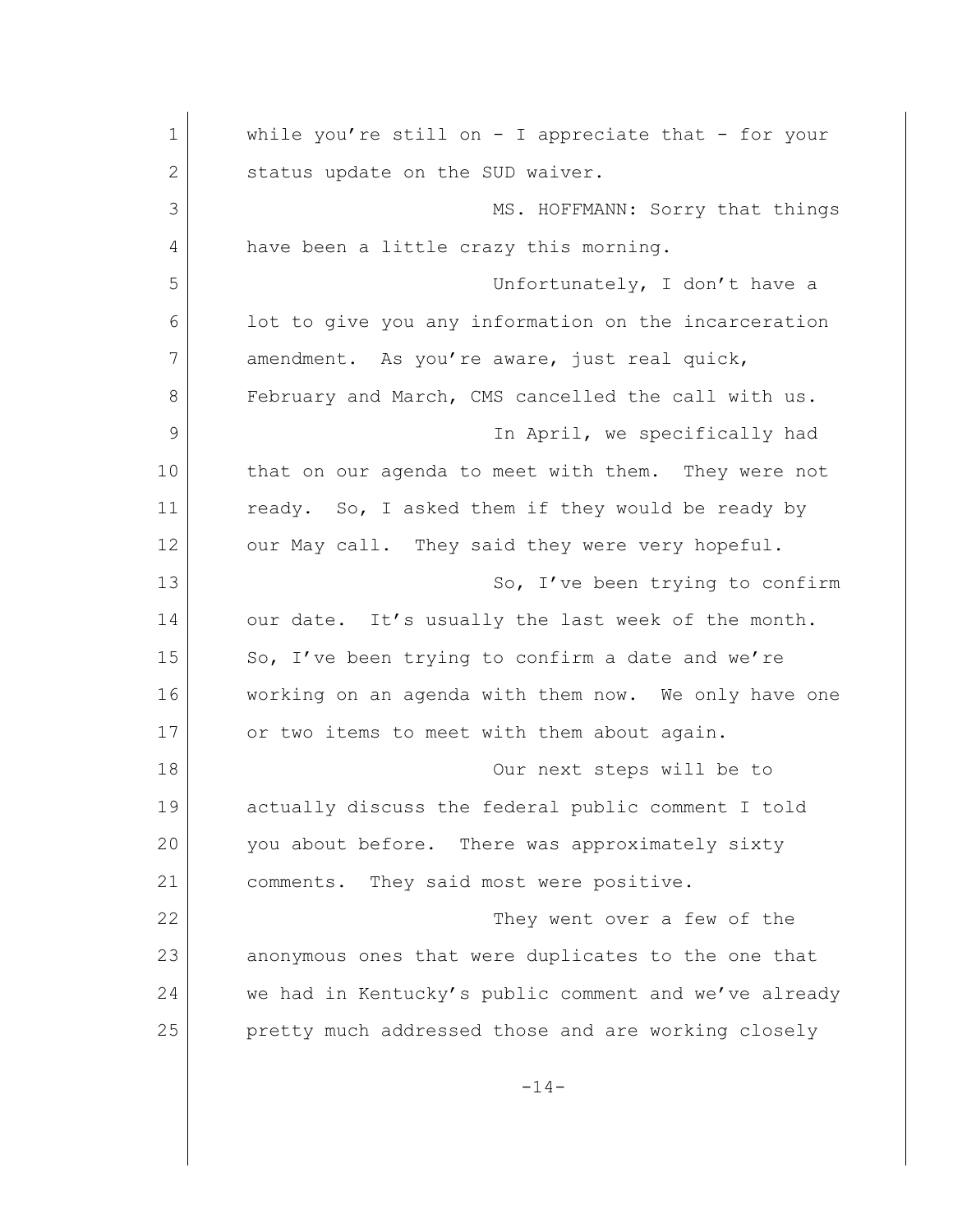while you're still on - I appreciate that - for your status update on the SUD waiver.

MS. HOFFMANN: Sorry that things have been a little crazy this morning.

Unfortunately, I don't have a lot to give you any information on the incarceration amendment. As you're aware, just real quick, February and March, CMS cancelled the call with us.

In April, we specifically had that on our agenda to meet with them. They were not ready. So, I asked them if they would be ready by our May call. They said they were very hopeful.

So, I've been trying to confirm our date. It's usually the last week of the month. So, I've been trying to confirm a date and we're working on an agenda with them now. We only have one or two items to meet with them about again.

Our next steps will be to actually discuss the federal public comment I told you about before. There was approximately sixty comments. They said most were positive.

They went over a few of the anonymous ones that were duplicates to the one that we had in Kentucky's public comment and we've already pretty much addressed those and are working closely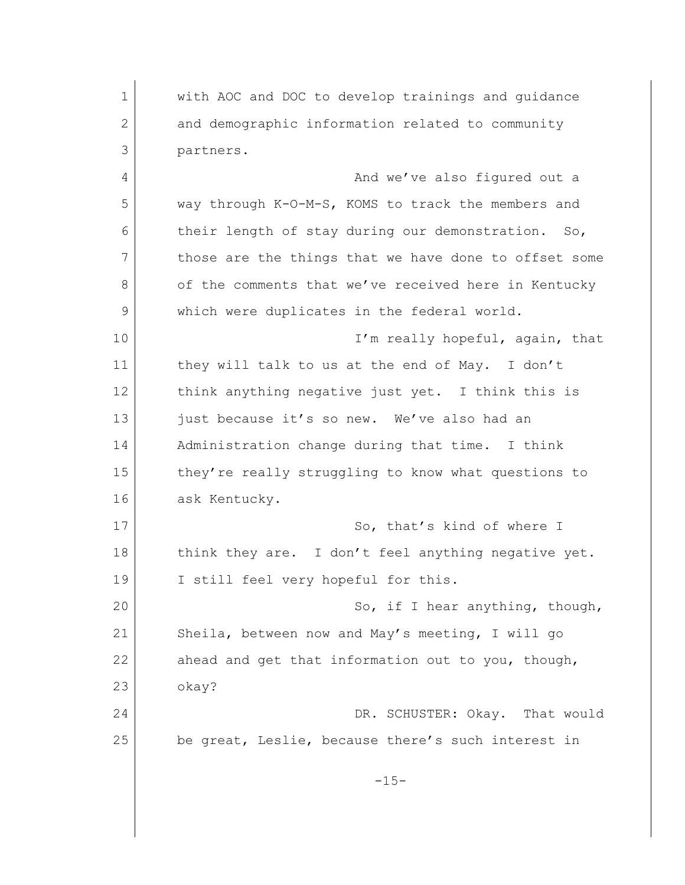with AOC and DOC to develop trainings and guidance and demographic information related to community partners.

And we've also figured out a way through K-O-M-S, KOMS to track the members and their length of stay during our demonstration. So, those are the things that we have done to offset some of the comments that we've received here in Kentucky which were duplicates in the federal world.

I'm really hopeful, again, that they will talk to us at the end of May. I don't think anything negative just yet. I think this is just because it's so new. We've also had an Administration change during that time. I think they're really struggling to know what questions to ask Kentucky.

So, that's kind of where I think they are. I don't feel anything negative yet. I still feel very hopeful for this.

So, if I hear anything, though, Sheila, between now and May's meeting, I will go ahead and get that information out to you, though, okay?

DR. SCHUSTER: Okay. That would be great, Leslie, because there's such interest in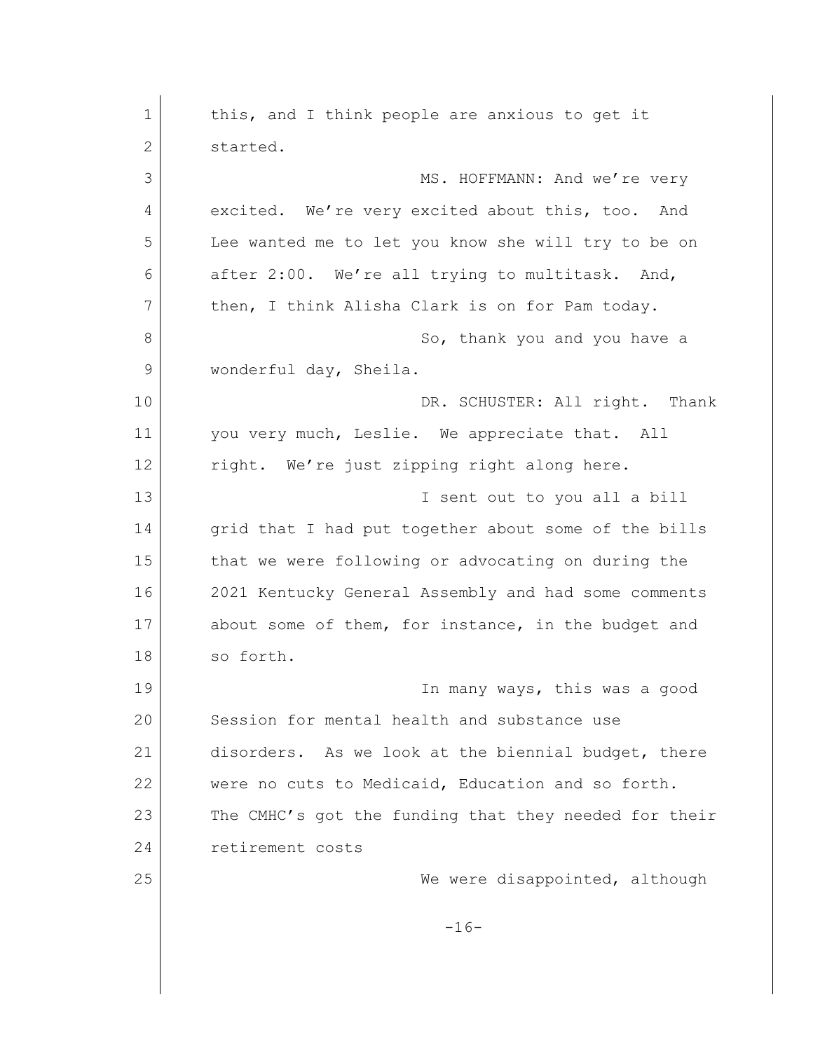this, and I think people are anxious to get it started.

MS. HOFFMANN: And we're very excited. We're very excited about this, too. And Lee wanted me to let you know she will try to be on after 2:00. We're all trying to multitask. And, then, I think Alisha Clark is on for Pam today.

So, thank you and you have a wonderful day, Sheila.

DR. SCHUSTER: All right. Thank you very much, Leslie. We appreciate that. All right. We're just zipping right along here.

I sent out to you all a bill grid that I had put together about some of the bills that we were following or advocating on during the 2021 Kentucky General Assembly and had some comments about some of them, for instance, in the budget and so forth.

In many ways, this was a good Session for mental health and substance use disorders. As we look at the biennial budget, there were no cuts to Medicaid, Education and so forth. The CMHC's got the funding that they needed for their retirement costs

We were disappointed, although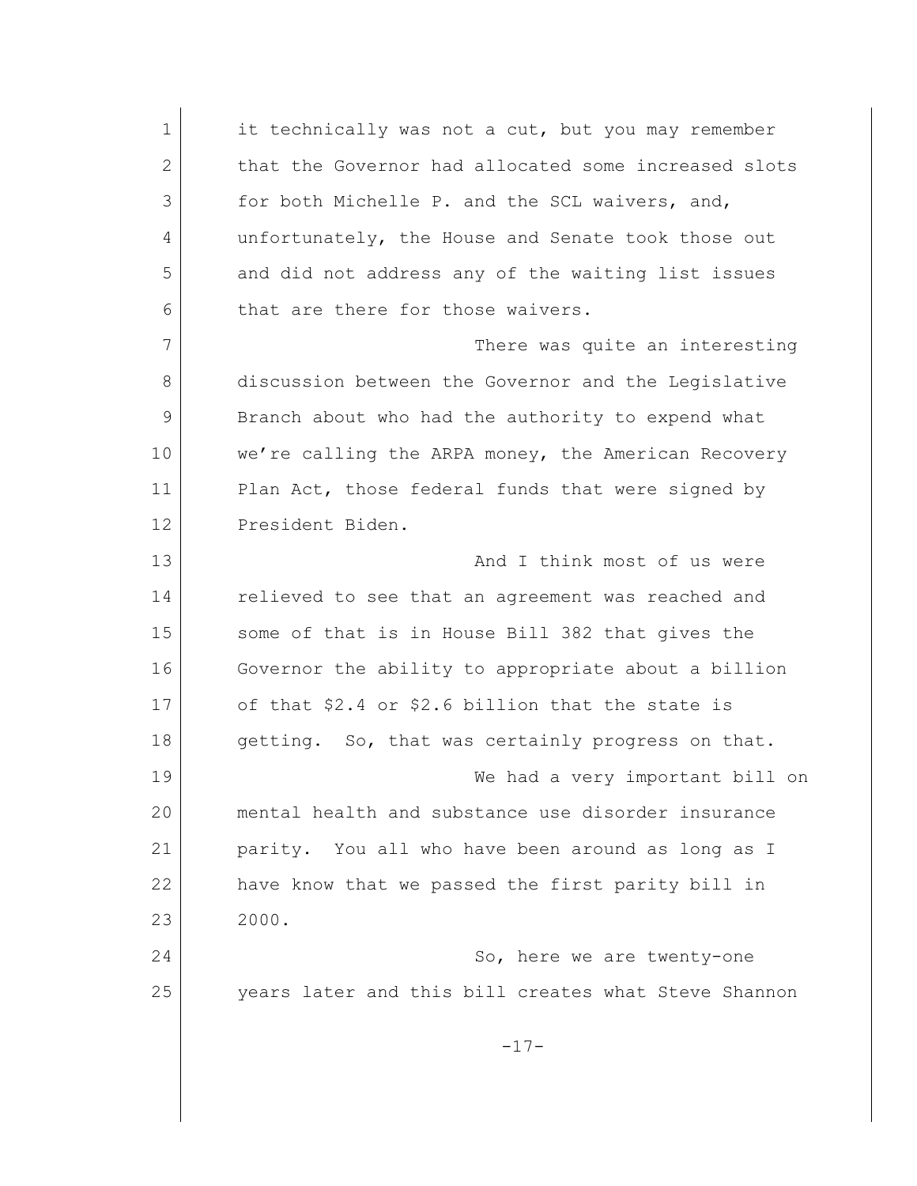it technically was not a cut, but you may remember that the Governor had allocated some increased slots for both Michelle P. and the SCL waivers, and, unfortunately, the House and Senate took those out and did not address any of the waiting list issues that are there for those waivers.

There was quite an interesting discussion between the Governor and the Legislative Branch about who had the authority to expend what we're calling the ARPA money, the American Recovery Plan Act, those federal funds that were signed by President Biden.

And I think most of us were relieved to see that an agreement was reached and some of that is in House Bill 382 that gives the Governor the ability to appropriate about a billion of that $2.4 or $2.6 billion that the state is getting. So, that was certainly progress on that.

We had a very important bill on mental health and substance use disorder insurance parity. You all who have been around as long as I have know that we passed the first parity bill in 2000.

So, here we are twenty-one years later and this bill creates what Steve Shannon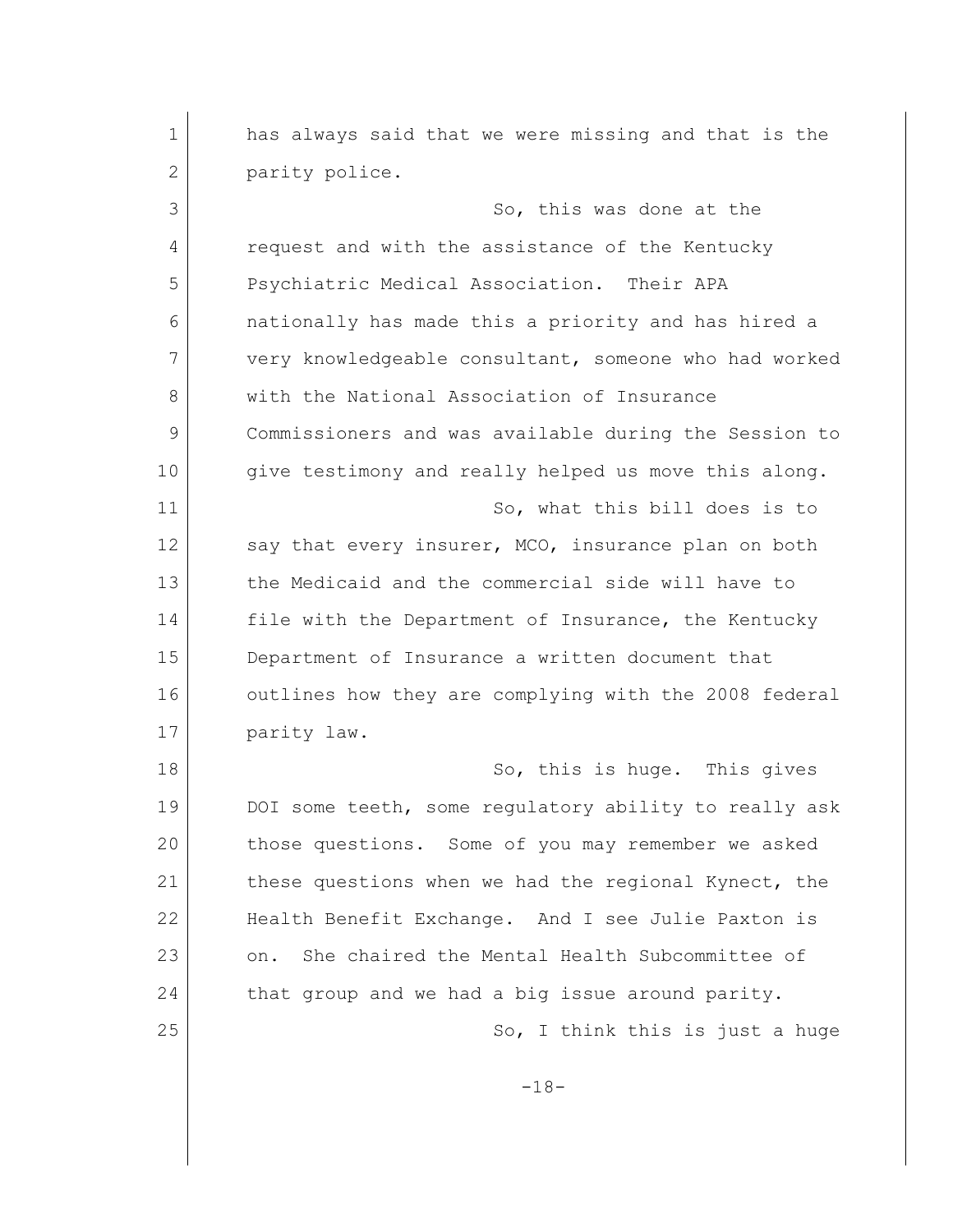has always said that we were missing and that is the parity police.

So, this was done at the request and with the assistance of the Kentucky Psychiatric Medical Association. Their APA nationally has made this a priority and has hired a very knowledgeable consultant, someone who had worked with the National Association of Insurance Commissioners and was available during the Session to give testimony and really helped us move this along.

So, what this bill does is to say that every insurer, MCO, insurance plan on both the Medicaid and the commercial side will have to file with the Department of Insurance, the Kentucky Department of Insurance a written document that outlines how they are complying with the 2008 federal parity law.

So, this is huge. This gives DOI some teeth, some regulatory ability to really ask those questions. Some of you may remember we asked these questions when we had the regional Kynect, the Health Benefit Exchange. And I see Julie Paxton is on. She chaired the Mental Health Subcommittee of that group and we had a big issue around parity.

So, I think this is just a huge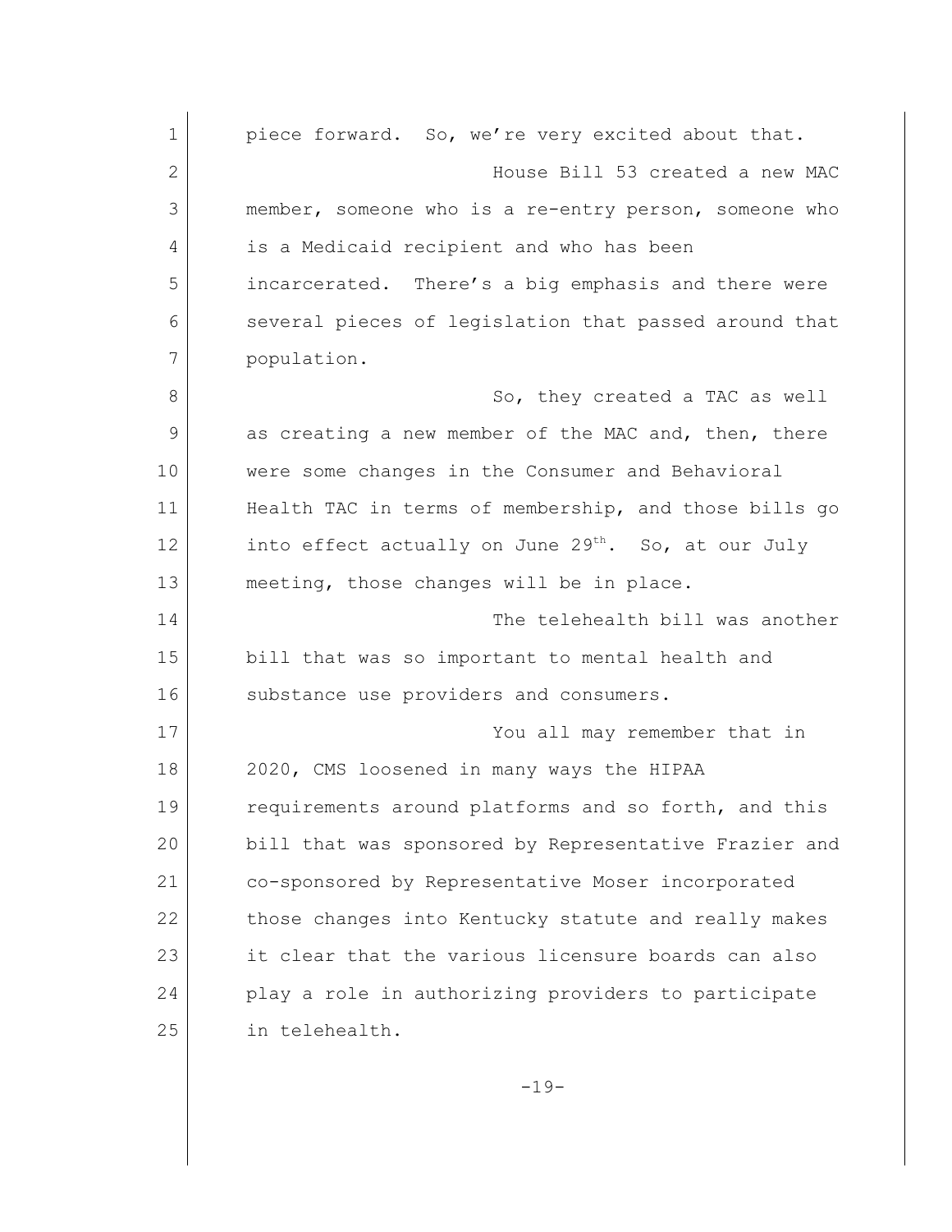piece forward. So, we're very excited about that.

House Bill 53 created a new MAC member, someone who is a re-entry person, someone who is a Medicaid recipient and who has been incarcerated. There's a big emphasis and there were several pieces of legislation that passed around that population.

So, they created a TAC as well as creating a new member of the MAC and, then, there were some changes in the Consumer and Behavioral Health TAC in terms of membership, and those bills go into effect actually on June 29th. So, at our July meeting, those changes will be in place.

The telehealth bill was another bill that was so important to mental health and substance use providers and consumers.

You all may remember that in 2020, CMS loosened in many ways the HIPAA requirements around platforms and so forth, and this bill that was sponsored by Representative Frazier and co-sponsored by Representative Moser incorporated those changes into Kentucky statute and really makes it clear that the various licensure boards can also play a role in authorizing providers to participate in telehealth.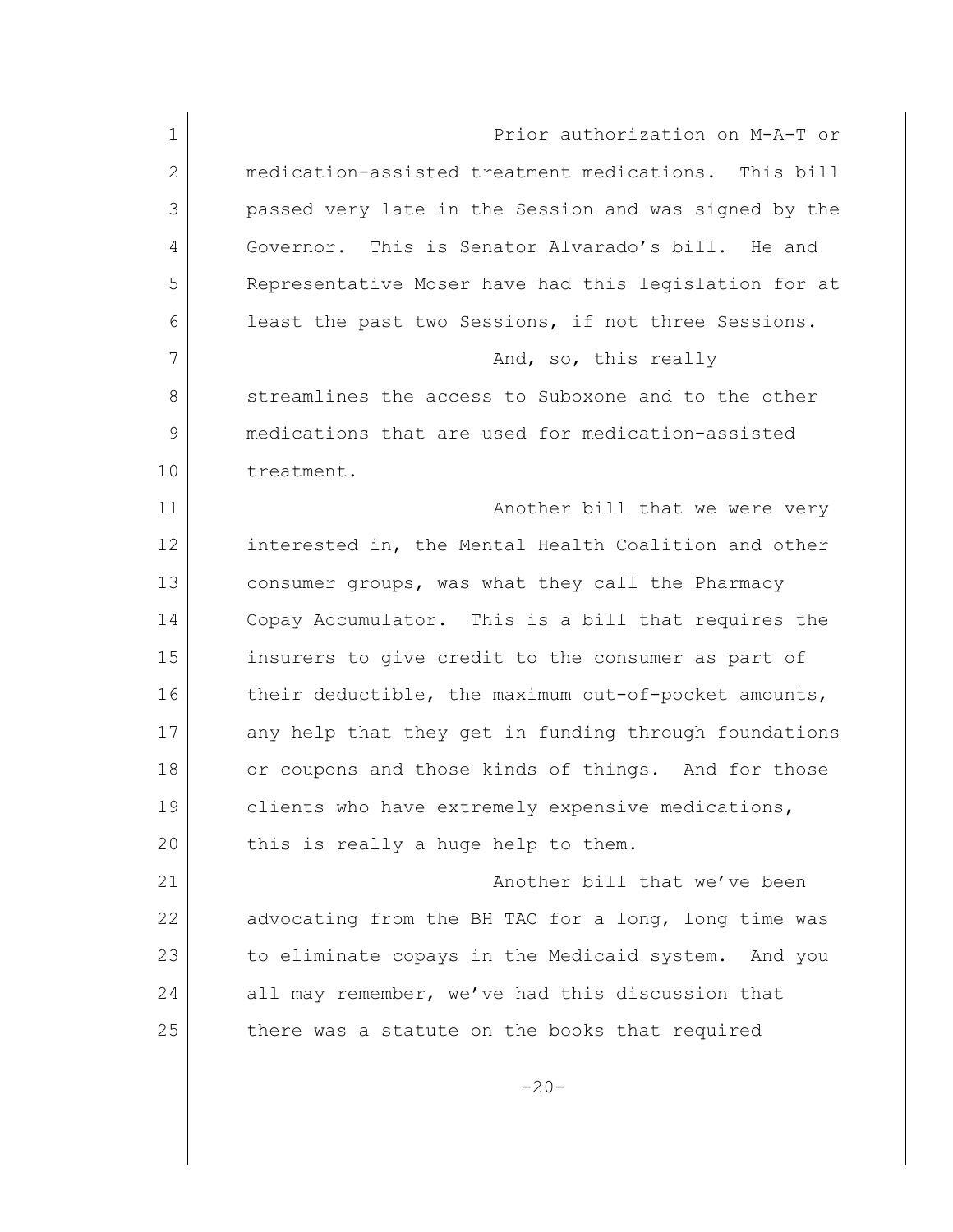Prior authorization on M-A-T or medication-assisted treatment medications. This bill passed very late in the Session and was signed by the Governor. This is Senator Alvarado's bill. He and Representative Moser have had this legislation for at least the past two Sessions, if not three Sessions.

And, so, this really streamlines the access to Suboxone and to the other medications that are used for medication-assisted treatment.

Another bill that we were very interested in, the Mental Health Coalition and other consumer groups, was what they call the Pharmacy Copay Accumulator. This is a bill that requires the insurers to give credit to the consumer as part of their deductible, the maximum out-of-pocket amounts, any help that they get in funding through foundations or coupons and those kinds of things. And for those clients who have extremely expensive medications, this is really a huge help to them.

Another bill that we've been advocating from the BH TAC for a long, long time was to eliminate copays in the Medicaid system. And you all may remember, we've had this discussion that there was a statute on the books that required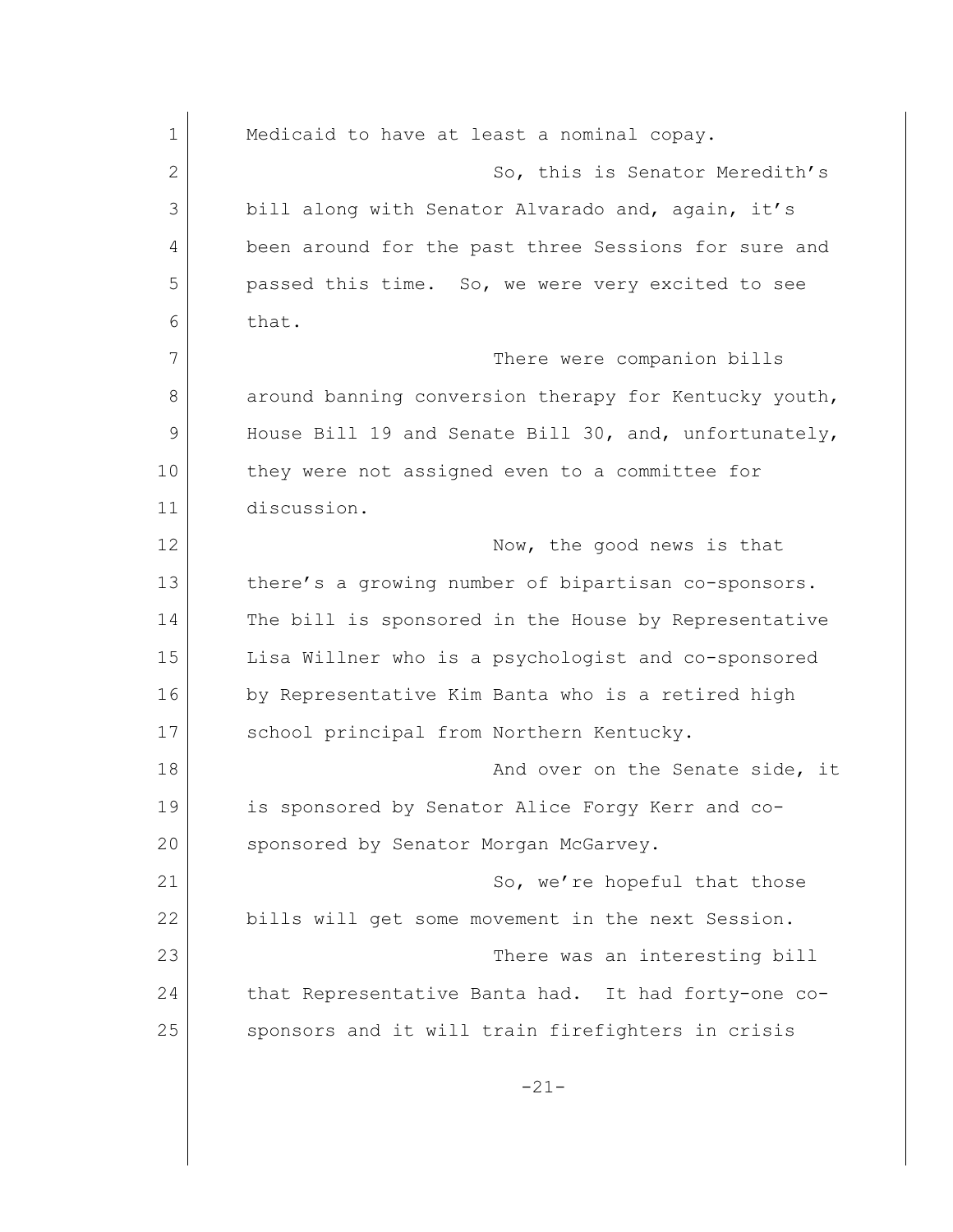Medicaid to have at least a nominal copay.

So, this is Senator Meredith's bill along with Senator Alvarado and, again, it's been around for the past three Sessions for sure and passed this time. So, we were very excited to see that.

There were companion bills around banning conversion therapy for Kentucky youth, House Bill 19 and Senate Bill 30, and, unfortunately, they were not assigned even to a committee for discussion.

Now, the good news is that there's a growing number of bipartisan co-sponsors. The bill is sponsored in the House by Representative Lisa Willner who is a psychologist and co-sponsored by Representative Kim Banta who is a retired high school principal from Northern Kentucky.

And over on the Senate side, it is sponsored by Senator Alice Forgy Kerr and co-sponsored by Senator Morgan McGarvey.

So, we're hopeful that those bills will get some movement in the next Session.

There was an interesting bill that Representative Banta had. It had forty-one co-sponsors and it will train firefighters in crisis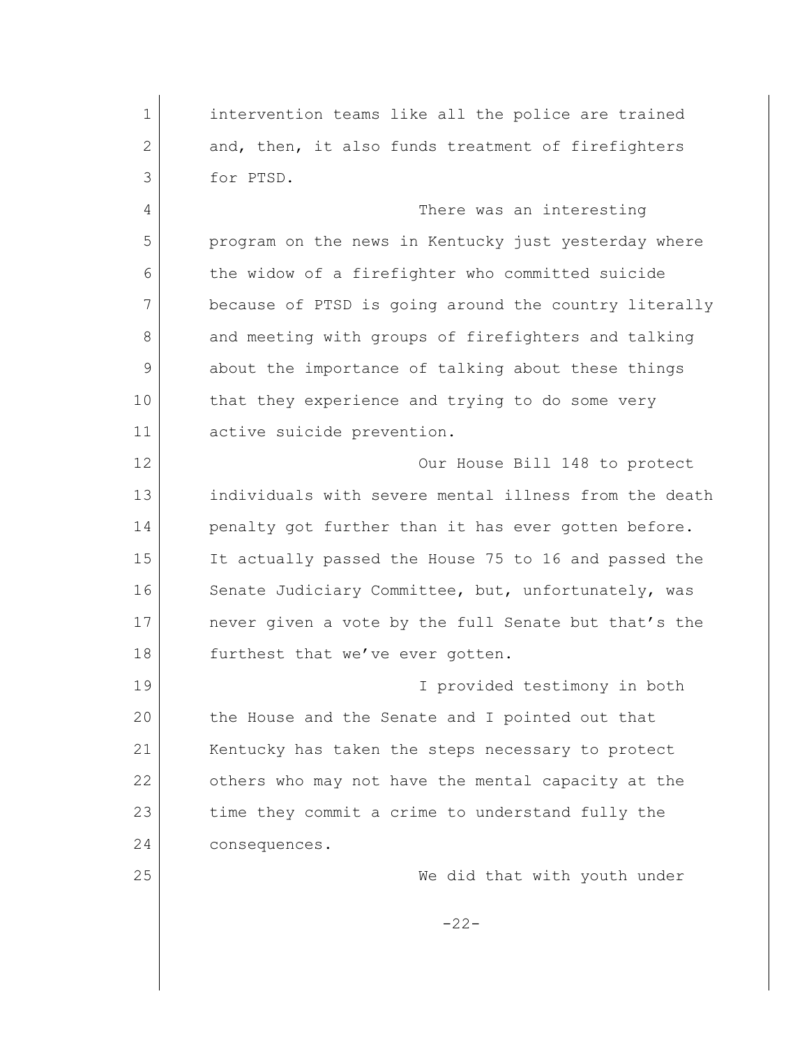intervention teams like all the police are trained and, then, it also funds treatment of firefighters for PTSD.

There was an interesting program on the news in Kentucky just yesterday where the widow of a firefighter who committed suicide because of PTSD is going around the country literally and meeting with groups of firefighters and talking about the importance of talking about these things that they experience and trying to do some very active suicide prevention.

Our House Bill 148 to protect individuals with severe mental illness from the death penalty got further than it has ever gotten before. It actually passed the House 75 to 16 and passed the Senate Judiciary Committee, but, unfortunately, was never given a vote by the full Senate but that's the furthest that we've ever gotten.

I provided testimony in both the House and the Senate and I pointed out that Kentucky has taken the steps necessary to protect others who may not have the mental capacity at the time they commit a crime to understand fully the consequences.

We did that with youth under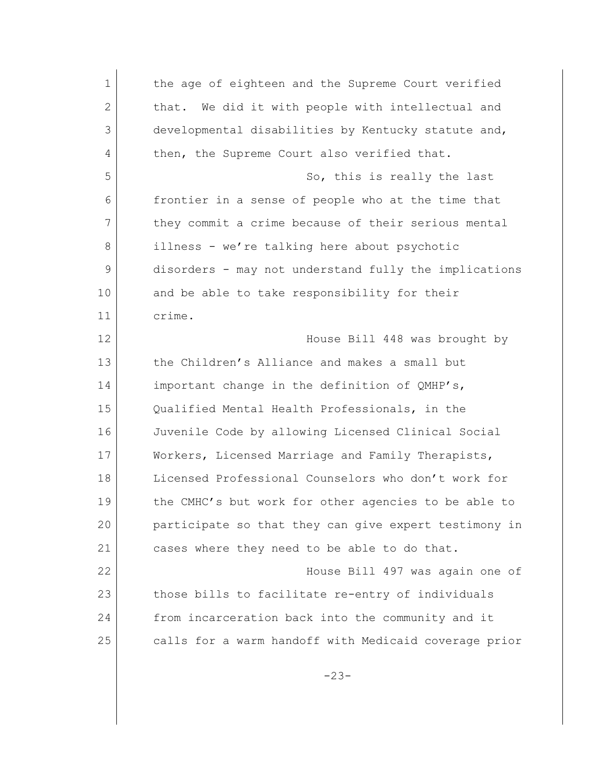the age of eighteen and the Supreme Court verified that. We did it with people with intellectual and developmental disabilities by Kentucky statute and, then, the Supreme Court also verified that.

So, this is really the last frontier in a sense of people who at the time that they commit a crime because of their serious mental illness - we're talking here about psychotic disorders - may not understand fully the implications and be able to take responsibility for their crime.

House Bill 448 was brought by the Children's Alliance and makes a small but important change in the definition of QMHP's, Qualified Mental Health Professionals, in the Juvenile Code by allowing Licensed Clinical Social Workers, Licensed Marriage and Family Therapists, Licensed Professional Counselors who don't work for the CMHC's but work for other agencies to be able to participate so that they can give expert testimony in cases where they need to be able to do that.

House Bill 497 was again one of those bills to facilitate re-entry of individuals from incarceration back into the community and it calls for a warm handoff with Medicaid coverage prior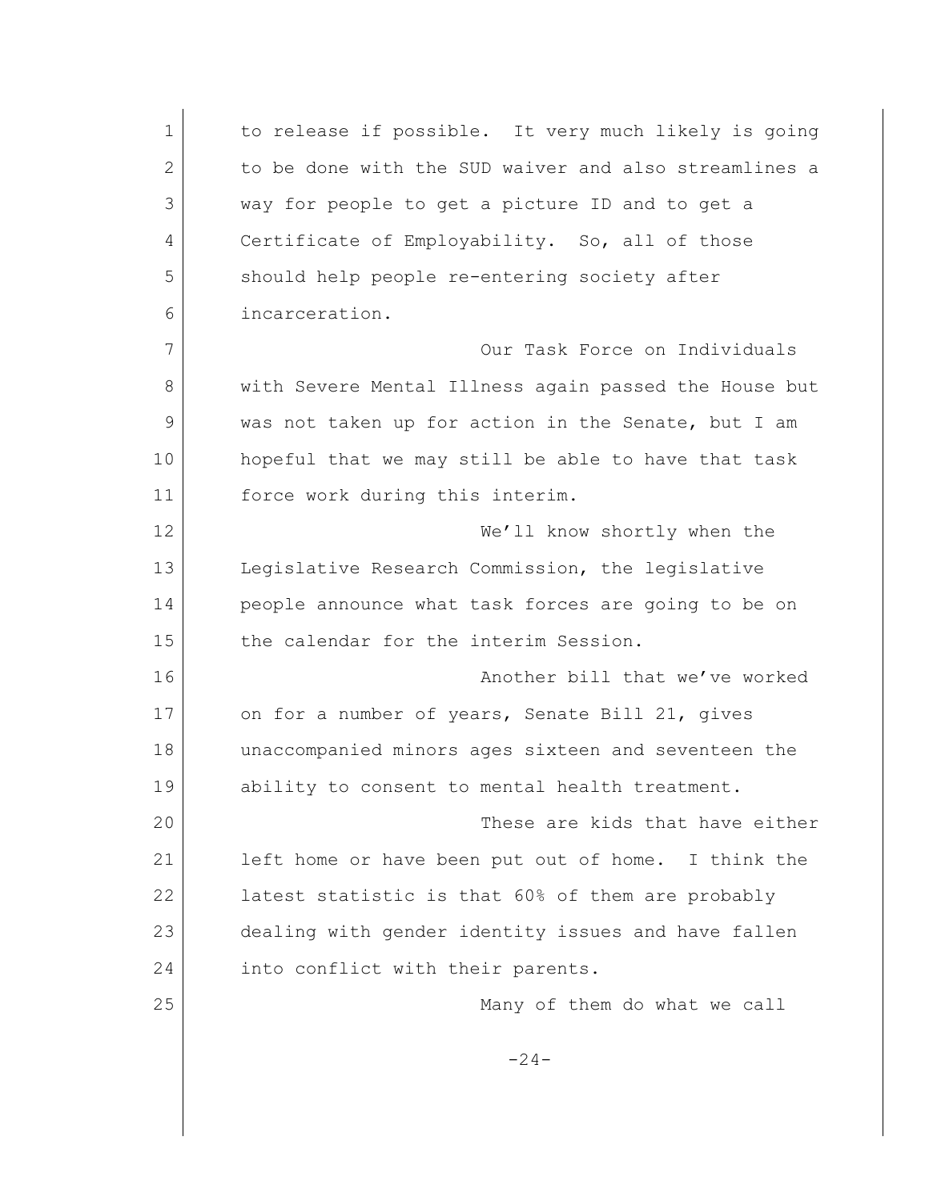to release if possible. It very much likely is going to be done with the SUD waiver and also streamlines a way for people to get a picture ID and to get a Certificate of Employability. So, all of those should help people re-entering society after incarceration.

Our Task Force on Individuals with Severe Mental Illness again passed the House but was not taken up for action in the Senate, but I am hopeful that we may still be able to have that task force work during this interim.

We'll know shortly when the Legislative Research Commission, the legislative people announce what task forces are going to be on the calendar for the interim Session.

Another bill that we've worked on for a number of years, Senate Bill 21, gives unaccompanied minors ages sixteen and seventeen the ability to consent to mental health treatment.

These are kids that have either left home or have been put out of home. I think the latest statistic is that 60% of them are probably dealing with gender identity issues and have fallen into conflict with their parents.

Many of them do what we call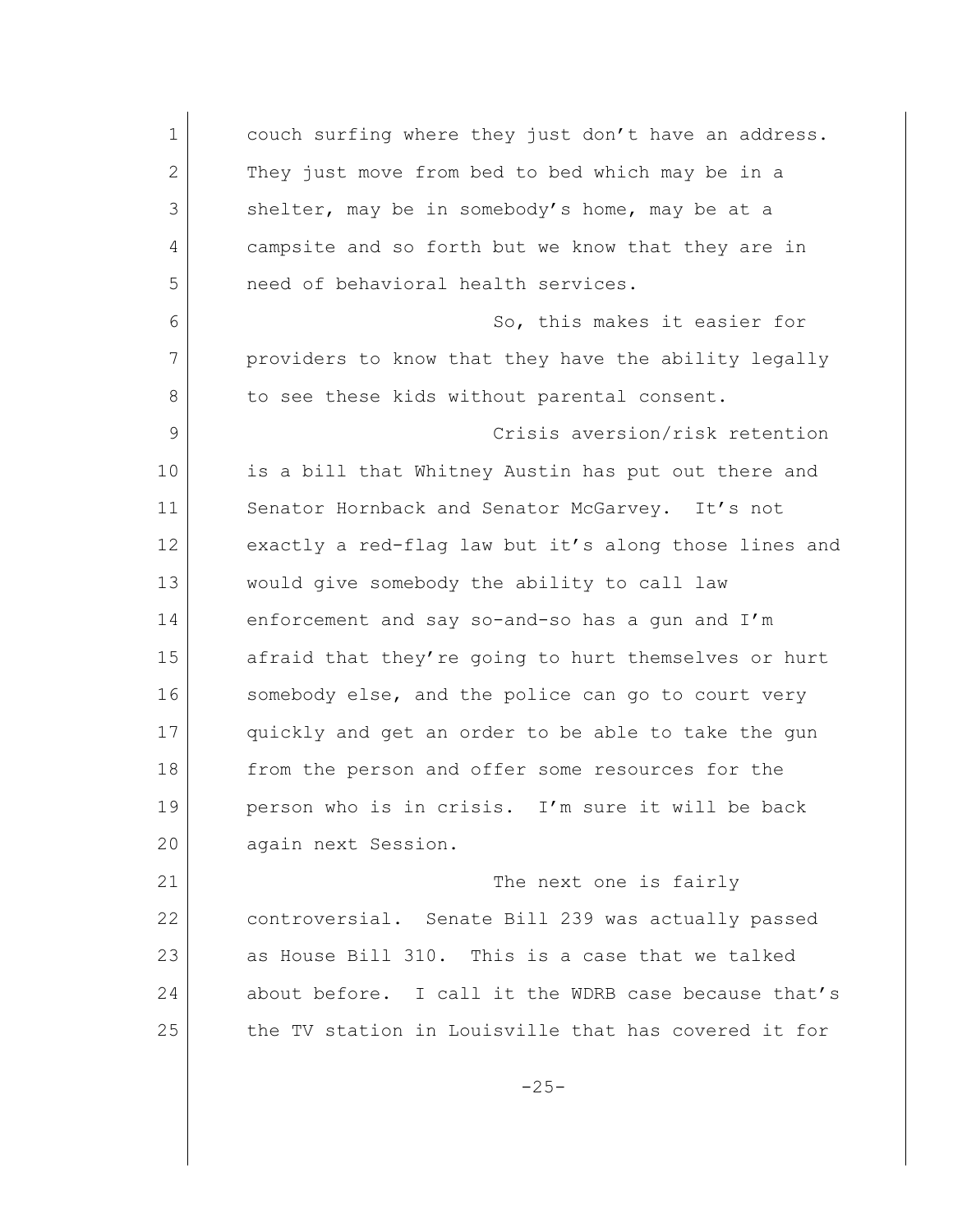couch surfing where they just don't have an address. They just move from bed to bed which may be in a shelter, may be in somebody's home, may be at a campsite and so forth but we know that they are in need of behavioral health services.

So, this makes it easier for providers to know that they have the ability legally to see these kids without parental consent.

Crisis aversion/risk retention is a bill that Whitney Austin has put out there and Senator Hornback and Senator McGarvey. It's not exactly a red-flag law but it's along those lines and would give somebody the ability to call law enforcement and say so-and-so has a gun and I'm afraid that they're going to hurt themselves or hurt somebody else, and the police can go to court very quickly and get an order to be able to take the gun from the person and offer some resources for the person who is in crisis. I'm sure it will be back again next Session.

The next one is fairly controversial. Senate Bill 239 was actually passed as House Bill 310. This is a case that we talked about before. I call it the WDRB case because that's the TV station in Louisville that has covered it for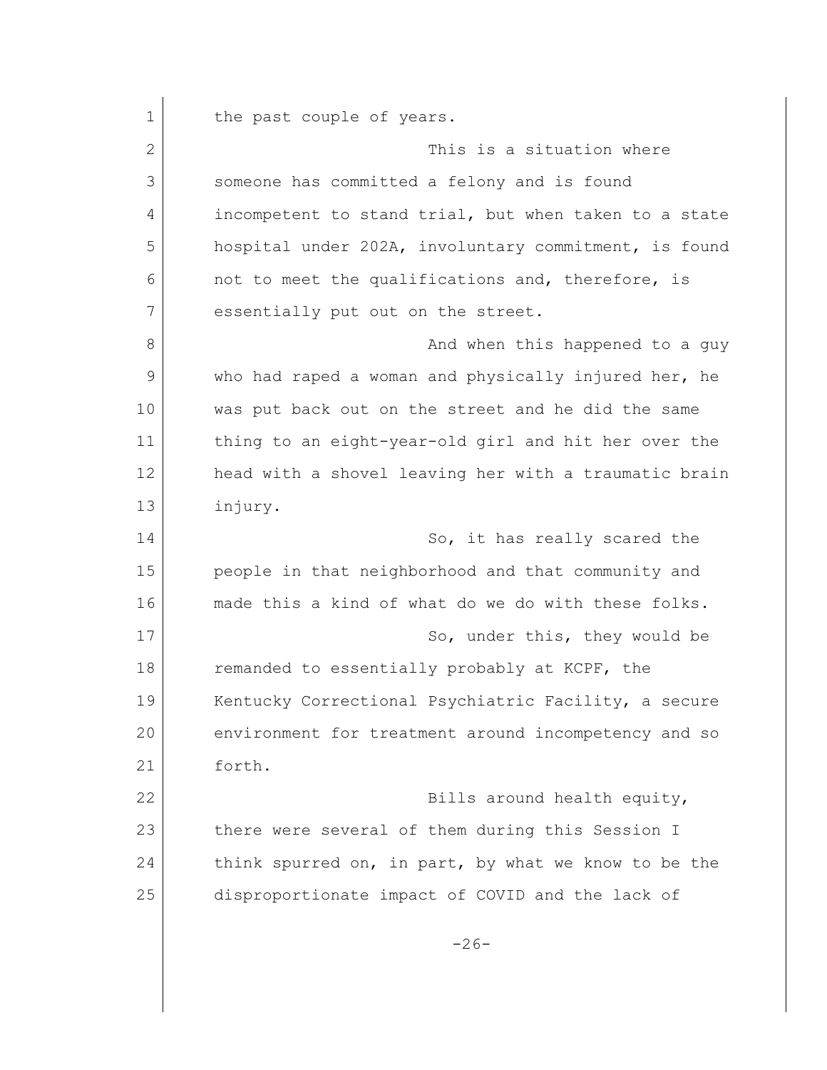the past couple of years.

This is a situation where someone has committed a felony and is found incompetent to stand trial, but when taken to a state hospital under 202A, involuntary commitment, is found not to meet the qualifications and, therefore, is essentially put out on the street.

And when this happened to a guy who had raped a woman and physically injured her, he was put back out on the street and he did the same thing to an eight-year-old girl and hit her over the head with a shovel leaving her with a traumatic brain injury.

So, it has really scared the people in that neighborhood and that community and made this a kind of what do we do with these folks.

So, under this, they would be remanded to essentially probably at KCPF, the Kentucky Correctional Psychiatric Facility, a secure environment for treatment around incompetency and so forth.

Bills around health equity, there were several of them during this Session I think spurred on, in part, by what we know to be the disproportionate impact of COVID and the lack of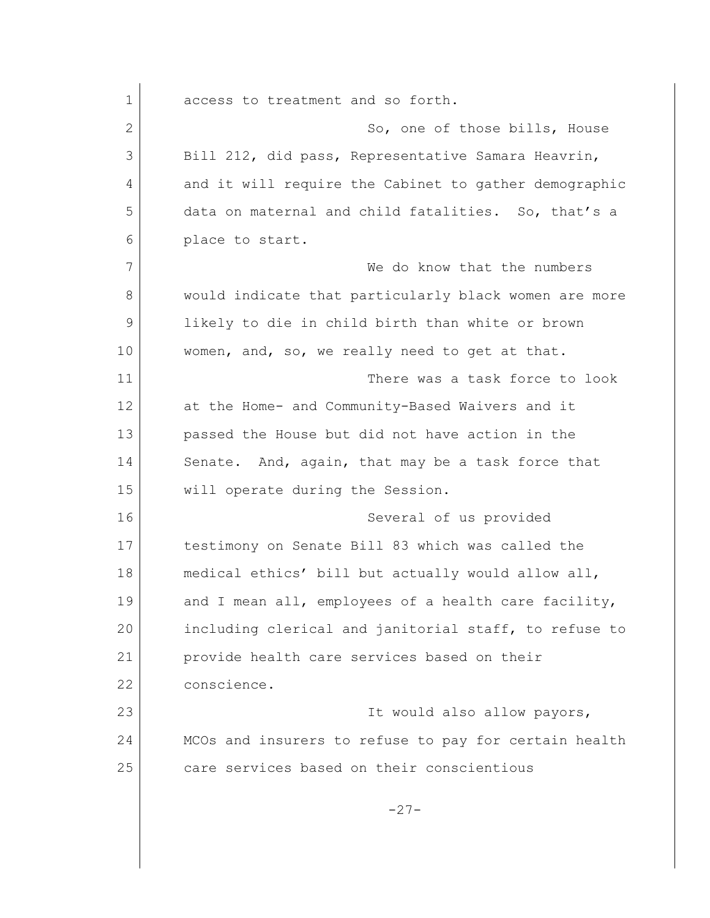access to treatment and so forth.

So, one of those bills, House Bill 212, did pass, Representative Samara Heavrin, and it will require the Cabinet to gather demographic data on maternal and child fatalities. So, that's a place to start.

We do know that the numbers would indicate that particularly black women are more likely to die in child birth than white or brown women, and, so, we really need to get at that.

There was a task force to look at the Home- and Community-Based Waivers and it passed the House but did not have action in the Senate. And, again, that may be a task force that will operate during the Session.

Several of us provided testimony on Senate Bill 83 which was called the medical ethics' bill but actually would allow all, and I mean all, employees of a health care facility, including clerical and janitorial staff, to refuse to provide health care services based on their conscience.

It would also allow payors, MCOs and insurers to refuse to pay for certain health care services based on their conscientious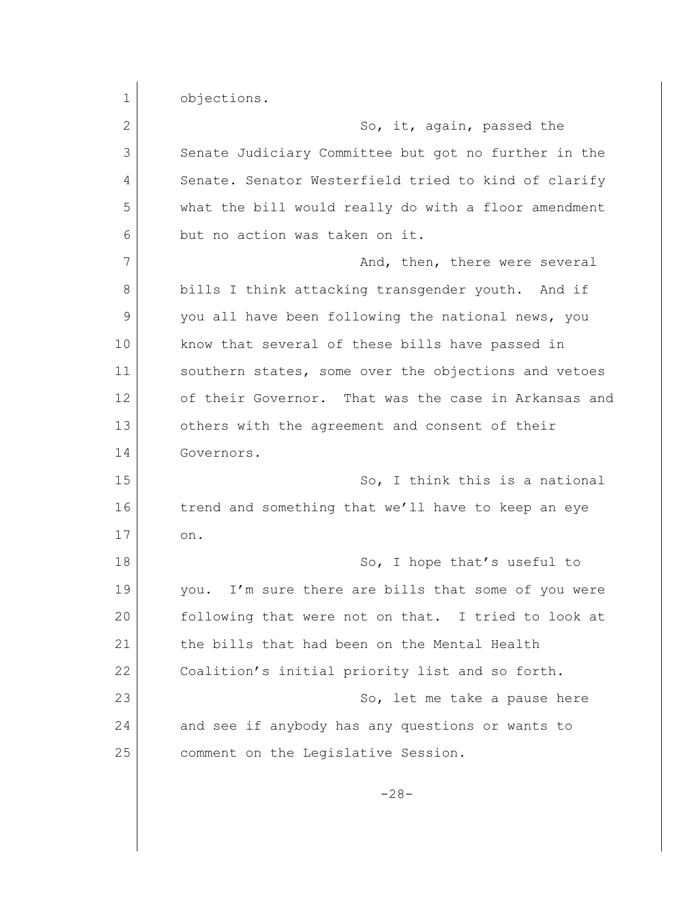objections.

So, it, again, passed the Senate Judiciary Committee but got no further in the Senate. Senator Westerfield tried to kind of clarify what the bill would really do with a floor amendment but no action was taken on it.

And, then, there were several bills I think attacking transgender youth. And if you all have been following the national news, you know that several of these bills have passed in southern states, some over the objections and vetoes of their Governor. That was the case in Arkansas and others with the agreement and consent of their Governors.

So, I think this is a national trend and something that we'll have to keep an eye on.

So, I hope that's useful to you. I'm sure there are bills that some of you were following that were not on that. I tried to look at the bills that had been on the Mental Health Coalition's initial priority list and so forth.

So, let me take a pause here and see if anybody has any questions or wants to comment on the Legislative Session.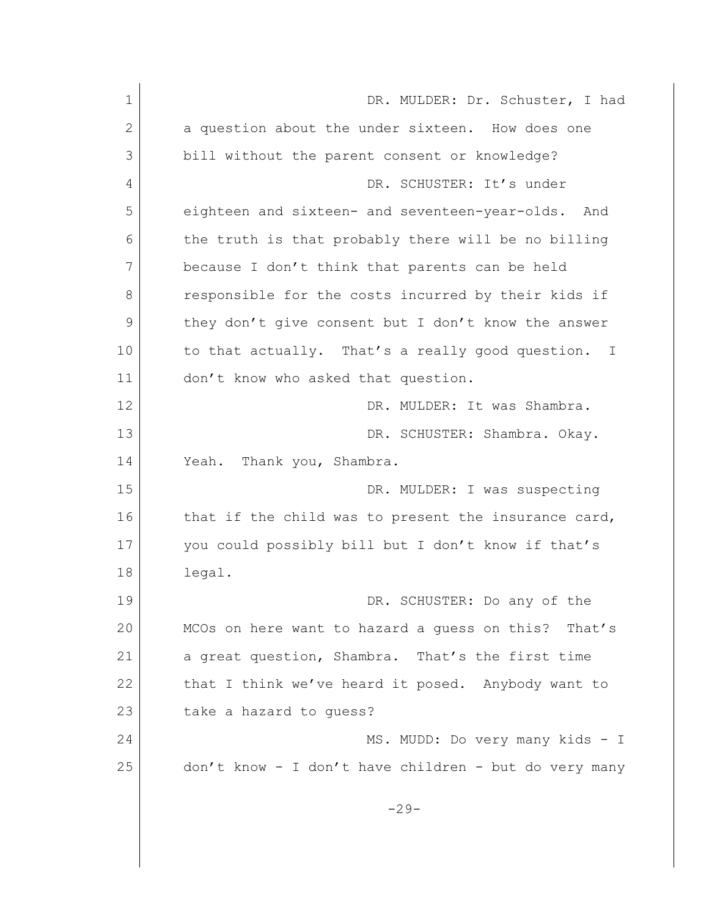DR. MULDER: Dr. Schuster, I had a question about the under sixteen. How does one bill without the parent consent or knowledge?

DR. SCHUSTER: It's under eighteen and sixteen- and seventeen-year-olds. And the truth is that probably there will be no billing because I don't think that parents can be held responsible for the costs incurred by their kids if they don't give consent but I don't know the answer to that actually. That's a really good question. I don't know who asked that question.

DR. MULDER: It was Shambra.

DR. SCHUSTER: Shambra. Okay. Yeah. Thank you, Shambra.

DR. MULDER: I was suspecting that if the child was to present the insurance card, you could possibly bill but I don't know if that's legal.

DR. SCHUSTER: Do any of the MCOs on here want to hazard a guess on this? That's a great question, Shambra. That's the first time that I think we've heard it posed. Anybody want to take a hazard to guess?

MS. MUDD: Do very many kids - I don't know - I don't have children - but do very many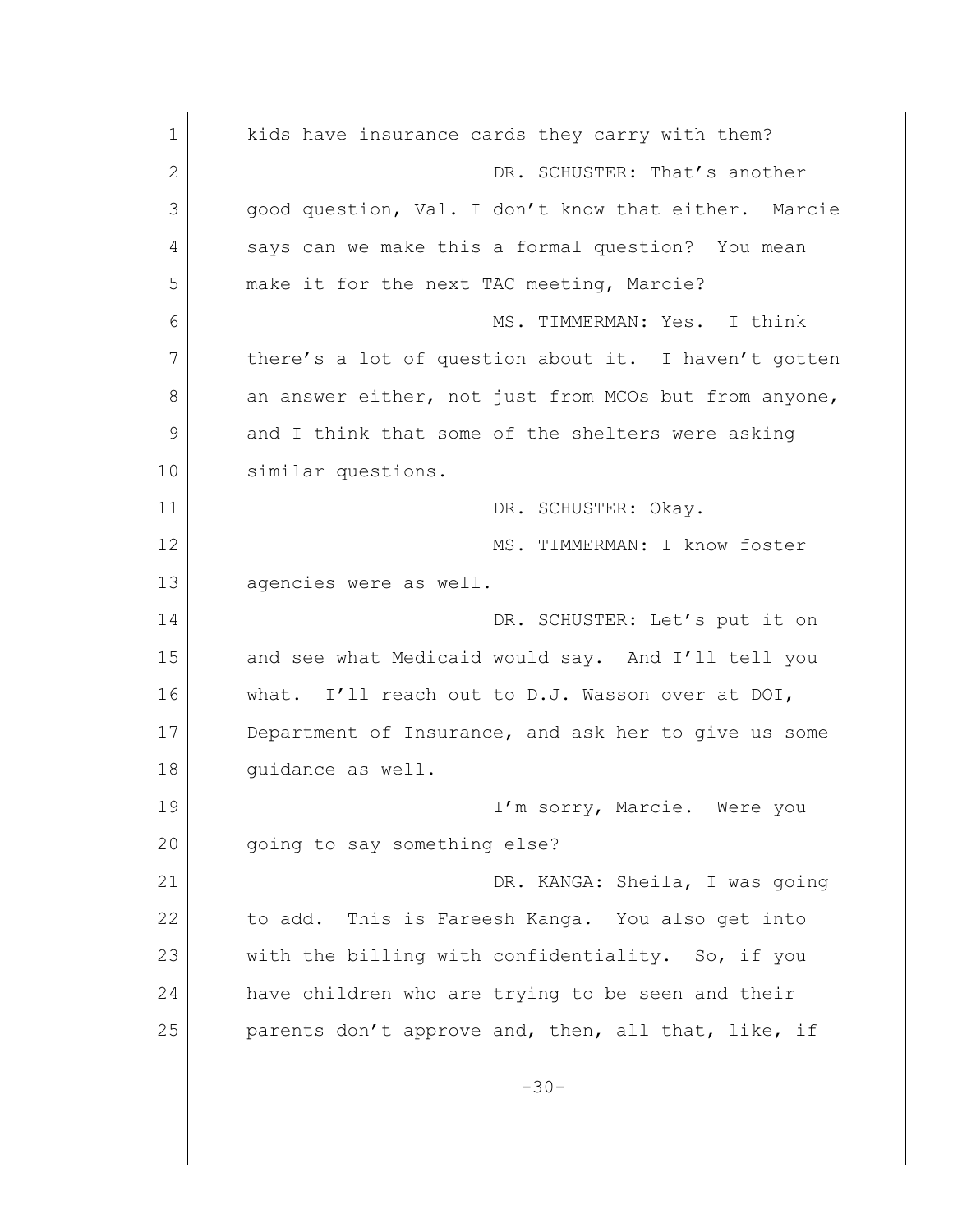kids have insurance cards they carry with them?

DR. SCHUSTER: That's another good question, Val. I don't know that either. Marcie says can we make this a formal question? You mean make it for the next TAC meeting, Marcie?

MS. TIMMERMAN: Yes. I think there's a lot of question about it. I haven't gotten an answer either, not just from MCOs but from anyone, and I think that some of the shelters were asking similar questions.

DR. SCHUSTER: Okay.

MS. TIMMERMAN: I know foster agencies were as well.

DR. SCHUSTER: Let's put it on and see what Medicaid would say. And I'll tell you what. I'll reach out to D.J. Wasson over at DOI, Department of Insurance, and ask her to give us some guidance as well.

I'm sorry, Marcie. Were you going to say something else?

DR. KANGA: Sheila, I was going to add. This is Fareesh Kanga. You also get into with the billing with confidentiality. So, if you have children who are trying to be seen and their parents don't approve and, then, all that, like, if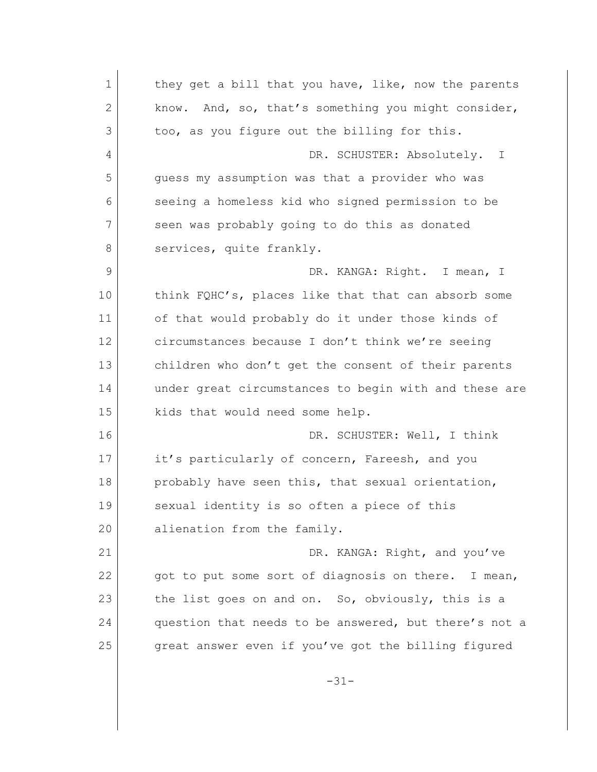they get a bill that you have, like, now the parents know. And, so, that's something you might consider, too, as you figure out the billing for this.

DR. SCHUSTER: Absolutely. I guess my assumption was that a provider who was seeing a homeless kid who signed permission to be seen was probably going to do this as donated services, quite frankly.

DR. KANGA: Right. I mean, I think FQHC's, places like that that can absorb some of that would probably do it under those kinds of circumstances because I don't think we're seeing children who don't get the consent of their parents under great circumstances to begin with and these are kids that would need some help.

DR. SCHUSTER: Well, I think it's particularly of concern, Fareesh, and you probably have seen this, that sexual orientation, sexual identity is so often a piece of this alienation from the family.

DR. KANGA: Right, and you've got to put some sort of diagnosis on there. I mean, the list goes on and on. So, obviously, this is a question that needs to be answered, but there's not a great answer even if you've got the billing figured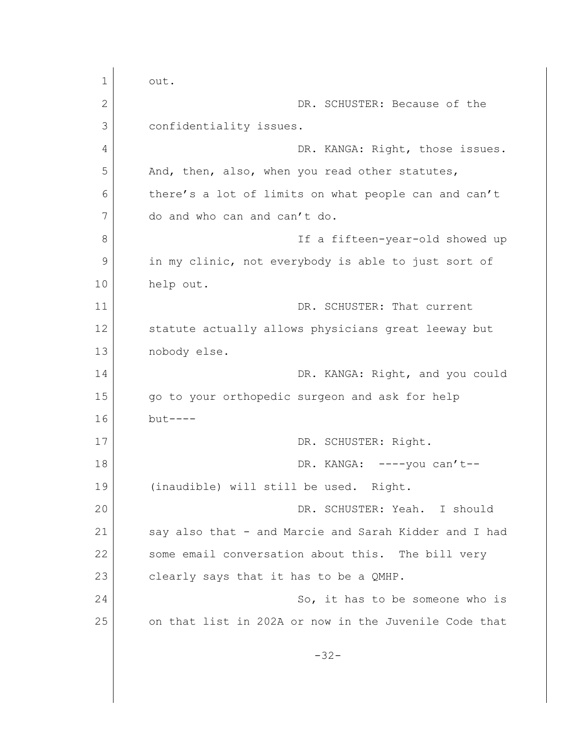out.

DR. SCHUSTER: Because of the confidentiality issues.

DR. KANGA: Right, those issues. And, then, also, when you read other statutes, there's a lot of limits on what people can and can't do and who can and can't do.

If a fifteen-year-old showed up in my clinic, not everybody is able to just sort of help out.

DR. SCHUSTER: That current statute actually allows physicians great leeway but nobody else.

DR. KANGA: Right, and you could go to your orthopedic surgeon and ask for help but----

DR. SCHUSTER: Right.

DR. KANGA: ----you can't--(inaudible) will still be used. Right.

DR. SCHUSTER: Yeah. I should say also that - and Marcie and Sarah Kidder and I had some email conversation about this. The bill very clearly says that it has to be a QMHP.

So, it has to be someone who is on that list in 202A or now in the Juvenile Code that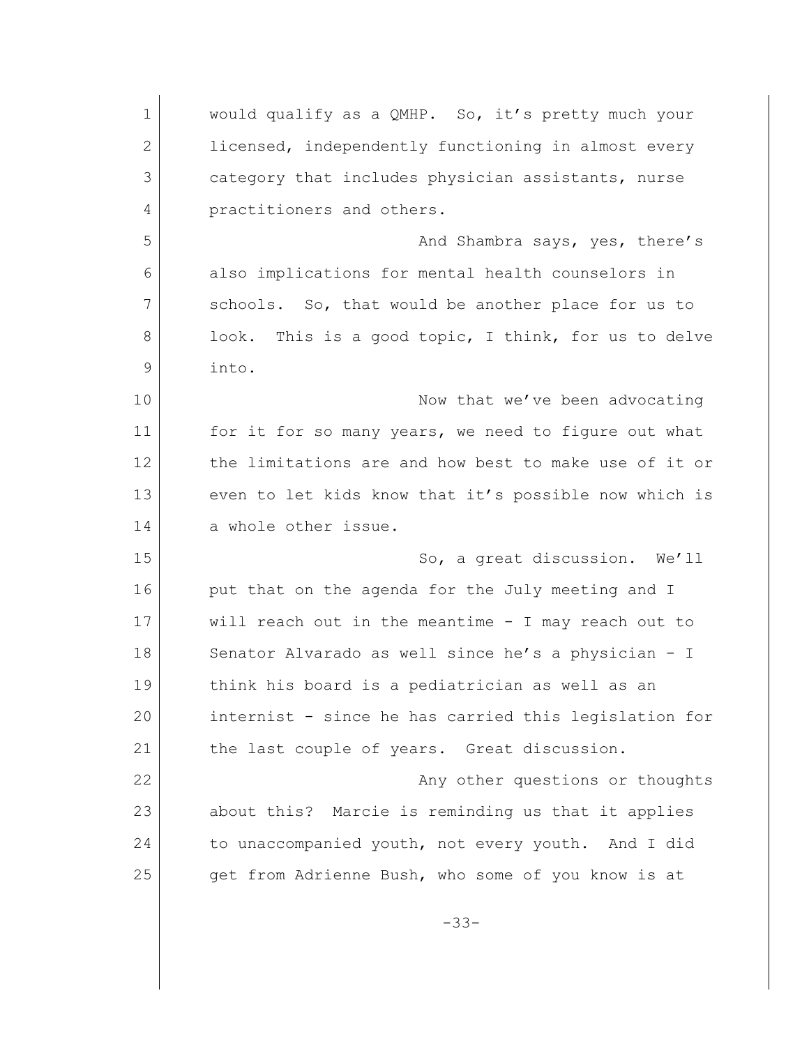would qualify as a QMHP. So, it's pretty much your licensed, independently functioning in almost every category that includes physician assistants, nurse practitioners and others.

And Shambra says, yes, there's also implications for mental health counselors in schools. So, that would be another place for us to look. This is a good topic, I think, for us to delve into.

Now that we've been advocating for it for so many years, we need to figure out what the limitations are and how best to make use of it or even to let kids know that it's possible now which is a whole other issue.

So, a great discussion. We'll put that on the agenda for the July meeting and I will reach out in the meantime - I may reach out to Senator Alvarado as well since he's a physician - I think his board is a pediatrician as well as an internist - since he has carried this legislation for the last couple of years. Great discussion.

Any other questions or thoughts about this? Marcie is reminding us that it applies to unaccompanied youth, not every youth. And I did get from Adrienne Bush, who some of you know is at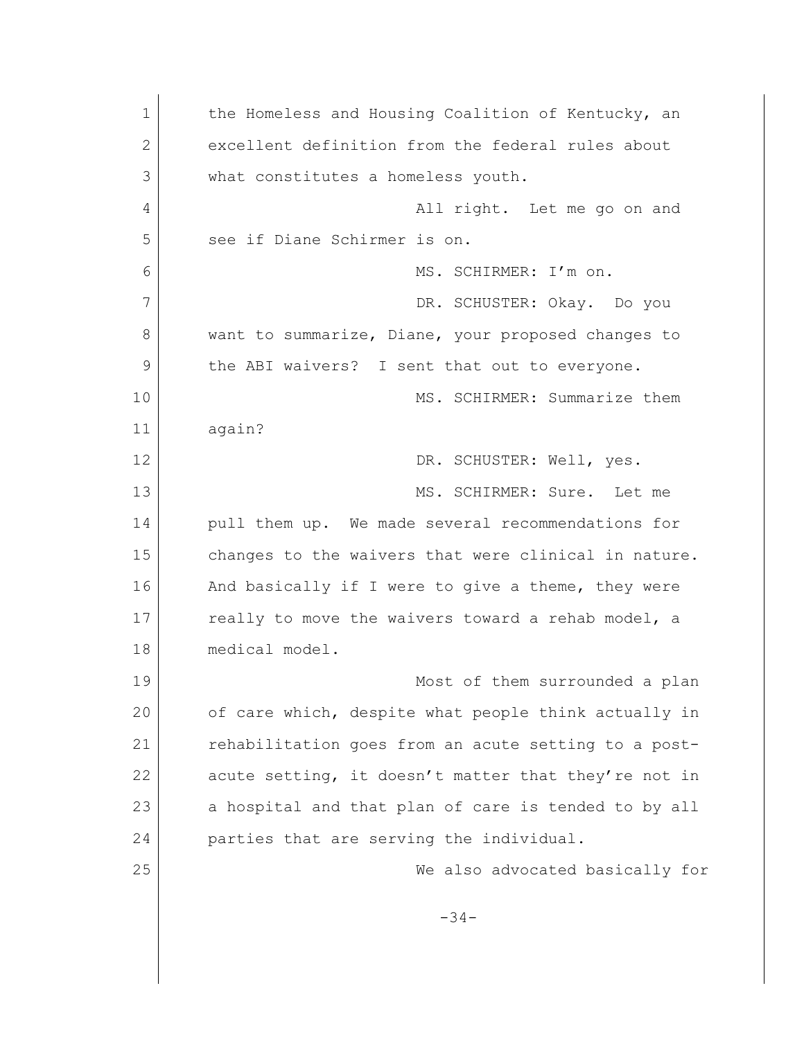the Homeless and Housing Coalition of Kentucky, an excellent definition from the federal rules about what constitutes a homeless youth.

All right. Let me go on and see if Diane Schirmer is on.

MS. SCHIRMER: I'm on.

DR. SCHUSTER: Okay. Do you want to summarize, Diane, your proposed changes to the ABI waivers? I sent that out to everyone.

MS. SCHIRMER: Summarize them again?

DR. SCHUSTER: Well, yes.

MS. SCHIRMER: Sure. Let me pull them up. We made several recommendations for changes to the waivers that were clinical in nature. And basically if I were to give a theme, they were really to move the waivers toward a rehab model, a medical model.

Most of them surrounded a plan of care which, despite what people think actually in rehabilitation goes from an acute setting to a post-acute setting, it doesn't matter that they're not in a hospital and that plan of care is tended to by all parties that are serving the individual.

We also advocated basically for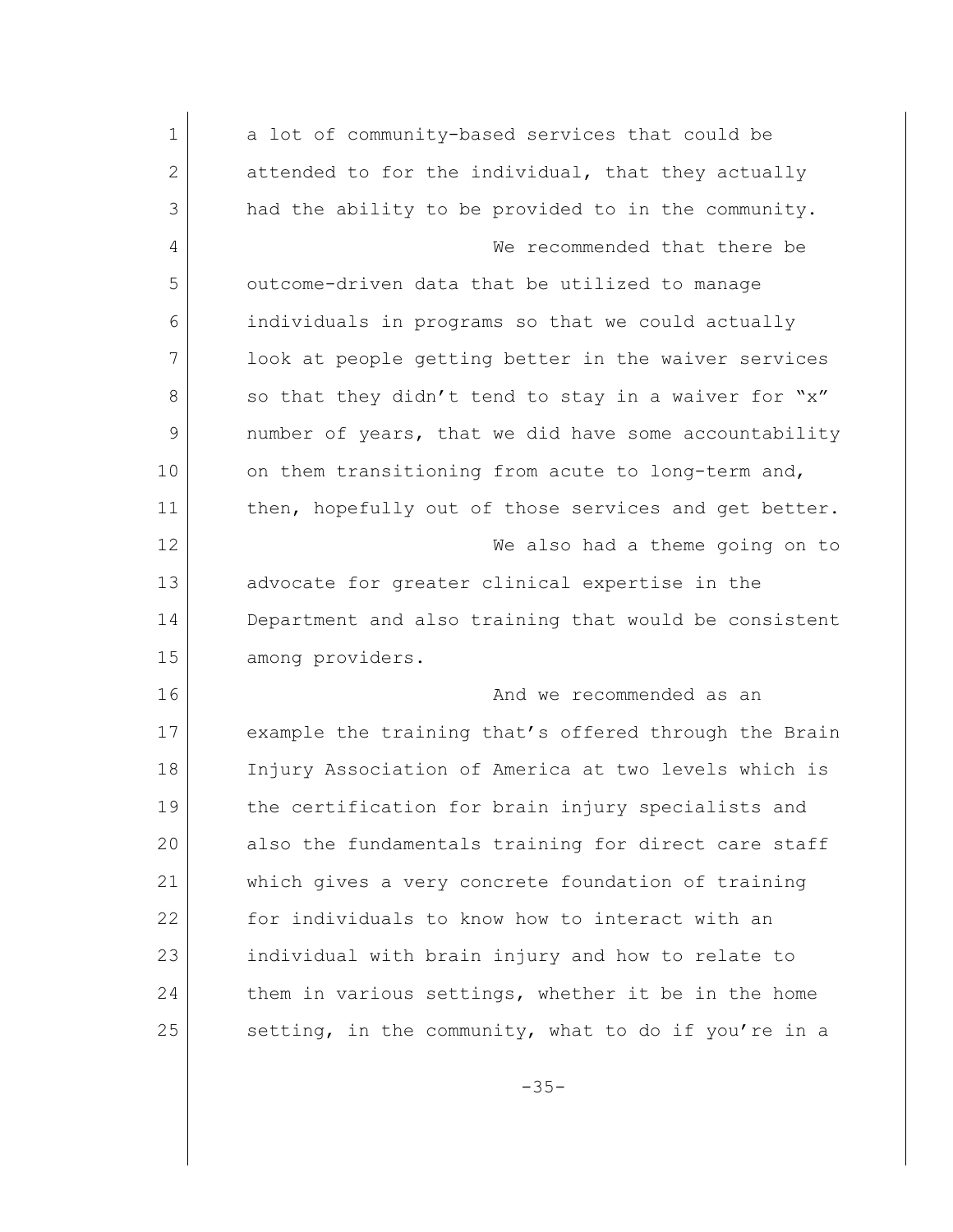a lot of community-based services that could be attended to for the individual, that they actually had the ability to be provided to in the community.

We recommended that there be outcome-driven data that be utilized to manage individuals in programs so that we could actually look at people getting better in the waiver services so that they didn't tend to stay in a waiver for "x" number of years, that we did have some accountability on them transitioning from acute to long-term and, then, hopefully out of those services and get better.

We also had a theme going on to advocate for greater clinical expertise in the Department and also training that would be consistent among providers.

And we recommended as an example the training that's offered through the Brain Injury Association of America at two levels which is the certification for brain injury specialists and also the fundamentals training for direct care staff which gives a very concrete foundation of training for individuals to know how to interact with an individual with brain injury and how to relate to them in various settings, whether it be in the home setting, in the community, what to do if you're in a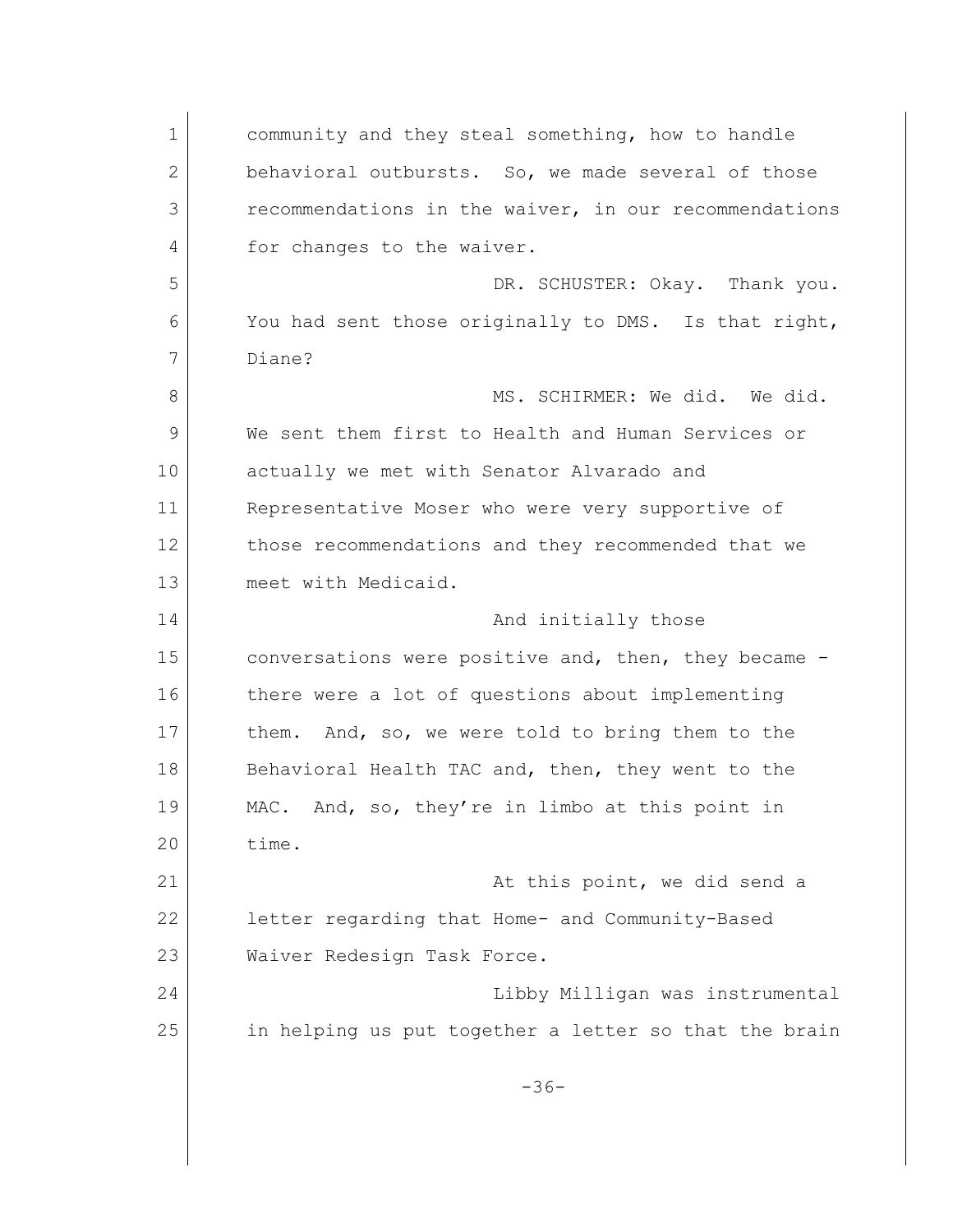community and they steal something, how to handle behavioral outbursts. So, we made several of those recommendations in the waiver, in our recommendations for changes to the waiver.

DR. SCHUSTER: Okay. Thank you. You had sent those originally to DMS. Is that right, Diane?

MS. SCHIRMER: We did. We did. We sent them first to Health and Human Services or actually we met with Senator Alvarado and Representative Moser who were very supportive of those recommendations and they recommended that we meet with Medicaid.

And initially those conversations were positive and, then, they became - there were a lot of questions about implementing them. And, so, we were told to bring them to the Behavioral Health TAC and, then, they went to the MAC. And, so, they're in limbo at this point in time.

At this point, we did send a letter regarding that Home- and Community-Based Waiver Redesign Task Force.

Libby Milligan was instrumental in helping us put together a letter so that the brain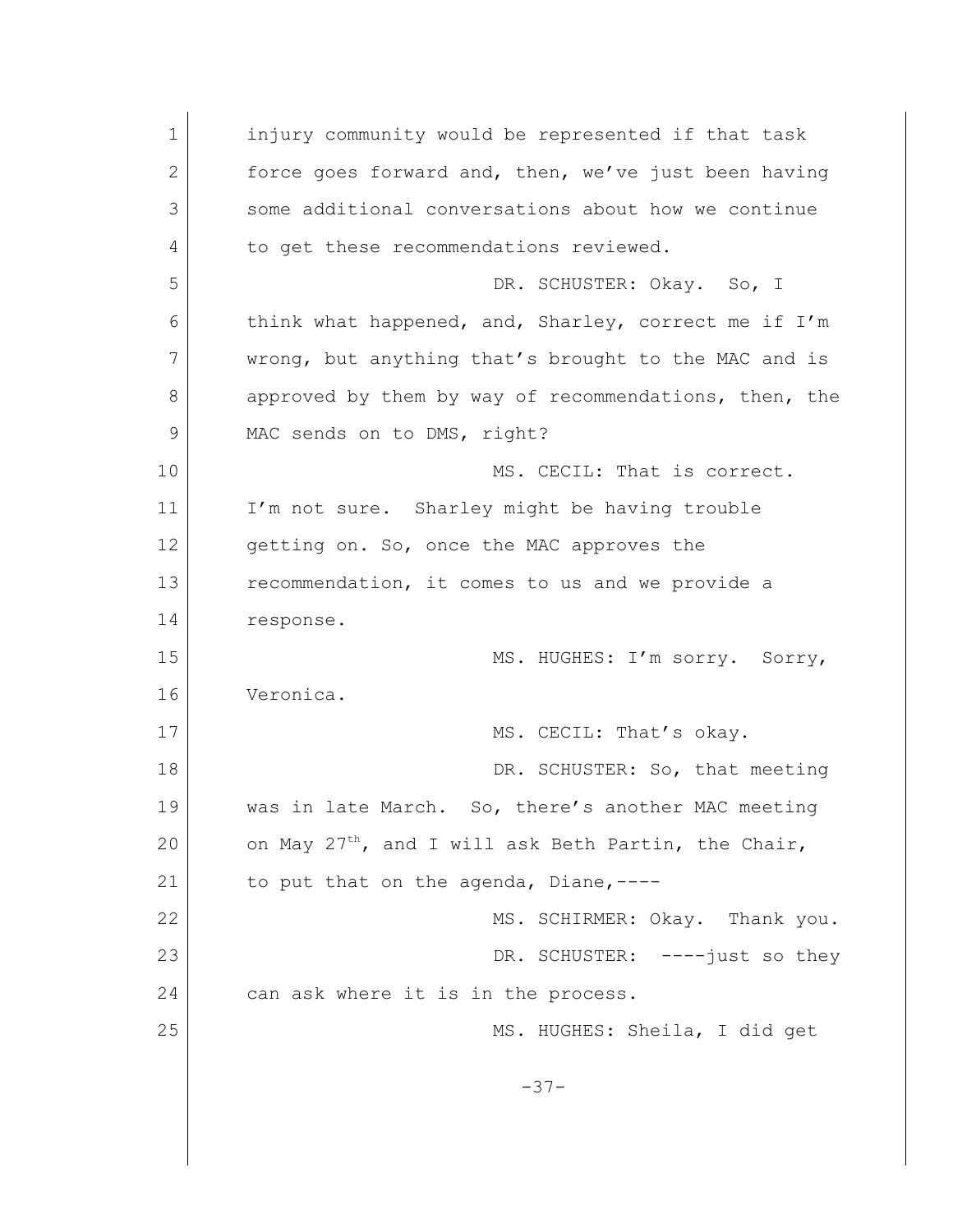injury community would be represented if that task force goes forward and, then, we've just been having some additional conversations about how we continue to get these recommendations reviewed.

DR. SCHUSTER: Okay. So, I think what happened, and, Sharley, correct me if I'm wrong, but anything that's brought to the MAC and is approved by them by way of recommendations, then, the MAC sends on to DMS, right?

MS. CECIL: That is correct. I'm not sure. Sharley might be having trouble getting on. So, once the MAC approves the recommendation, it comes to us and we provide a response.

MS. HUGHES: I'm sorry. Sorry, Veronica.

MS. CECIL: That's okay.

DR. SCHUSTER: So, that meeting was in late March. So, there's another MAC meeting on May 27th, and I will ask Beth Partin, the Chair, to put that on the agenda, Diane,----

MS. SCHIRMER: Okay. Thank you.

DR. SCHUSTER: ----just so they can ask where it is in the process.

MS. HUGHES: Sheila, I did get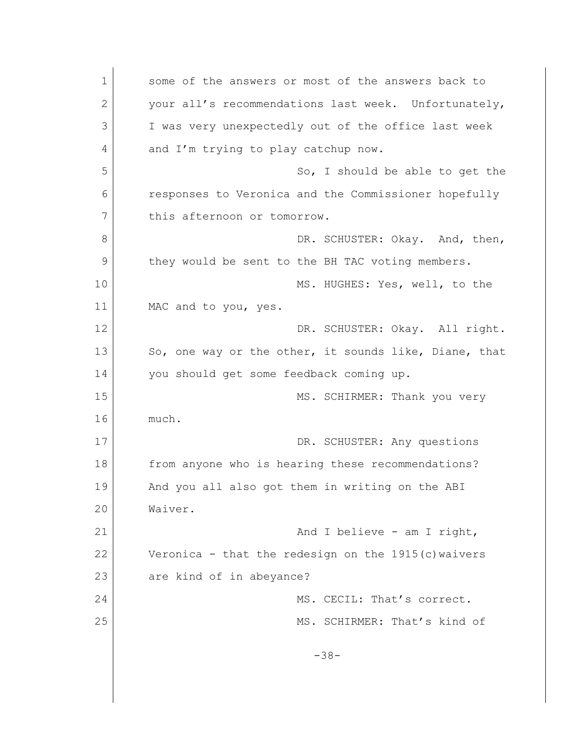some of the answers or most of the answers back to your all's recommendations last week. Unfortunately, I was very unexpectedly out of the office last week and I'm trying to play catchup now.

So, I should be able to get the responses to Veronica and the Commissioner hopefully this afternoon or tomorrow.

DR. SCHUSTER: Okay. And, then, they would be sent to the BH TAC voting members.

MS. HUGHES: Yes, well, to the MAC and to you, yes.

DR. SCHUSTER: Okay. All right. So, one way or the other, it sounds like, Diane, that you should get some feedback coming up.

MS. SCHIRMER: Thank you very much.

DR. SCHUSTER: Any questions from anyone who is hearing these recommendations? And you all also got them in writing on the ABI Waiver.

And I believe - am I right, Veronica - that the redesign on the 1915(c)waivers are kind of in abeyance?

MS. CECIL: That's correct.

MS. SCHIRMER: That's kind of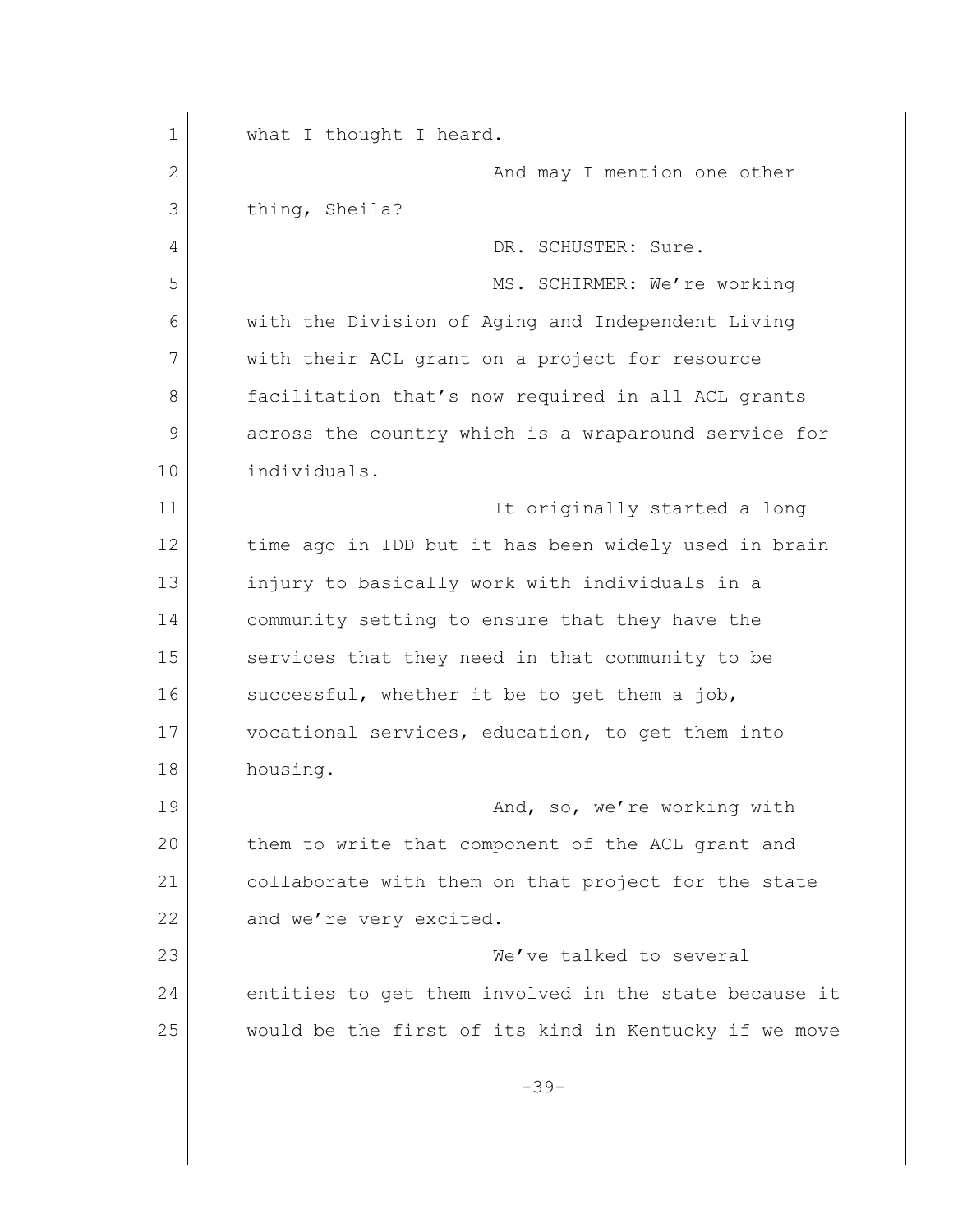what I thought I heard.

And may I mention one other thing, Sheila?

DR. SCHUSTER: Sure.

MS. SCHIRMER: We're working with the Division of Aging and Independent Living with their ACL grant on a project for resource facilitation that's now required in all ACL grants across the country which is a wraparound service for individuals.

It originally started a long time ago in IDD but it has been widely used in brain injury to basically work with individuals in a community setting to ensure that they have the services that they need in that community to be successful, whether it be to get them a job, vocational services, education, to get them into housing.

And, so, we're working with them to write that component of the ACL grant and collaborate with them on that project for the state and we're very excited.

We've talked to several entities to get them involved in the state because it would be the first of its kind in Kentucky if we move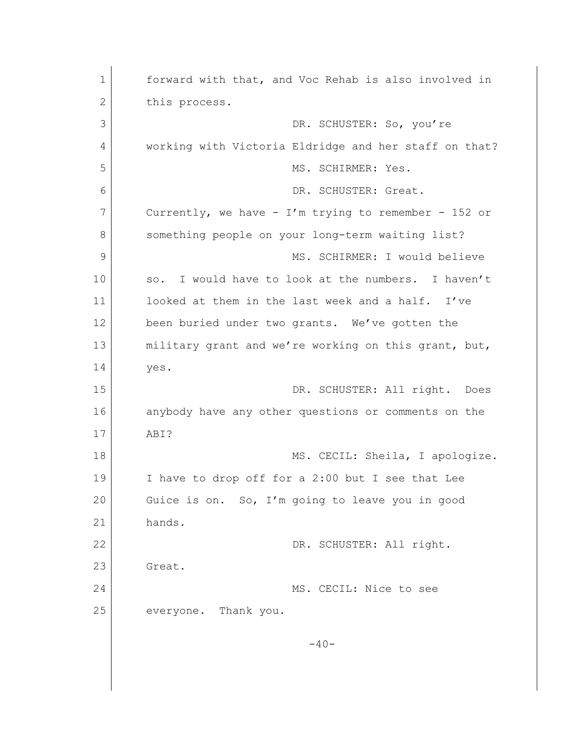forward with that, and Voc Rehab is also involved in this process.

DR. SCHUSTER: So, you're working with Victoria Eldridge and her staff on that?

MS. SCHIRMER: Yes.

DR. SCHUSTER: Great. Currently, we have - I'm trying to remember - 152 or something people on your long-term waiting list?

MS. SCHIRMER: I would believe so. I would have to look at the numbers. I haven't looked at them in the last week and a half. I've been buried under two grants. We've gotten the military grant and we're working on this grant, but, yes.

DR. SCHUSTER: All right. Does anybody have any other questions or comments on the ABI?

MS. CECIL: Sheila, I apologize. I have to drop off for a 2:00 but I see that Lee Guice is on. So, I'm going to leave you in good hands.

DR. SCHUSTER: All right. Great.

MS. CECIL: Nice to see everyone. Thank you.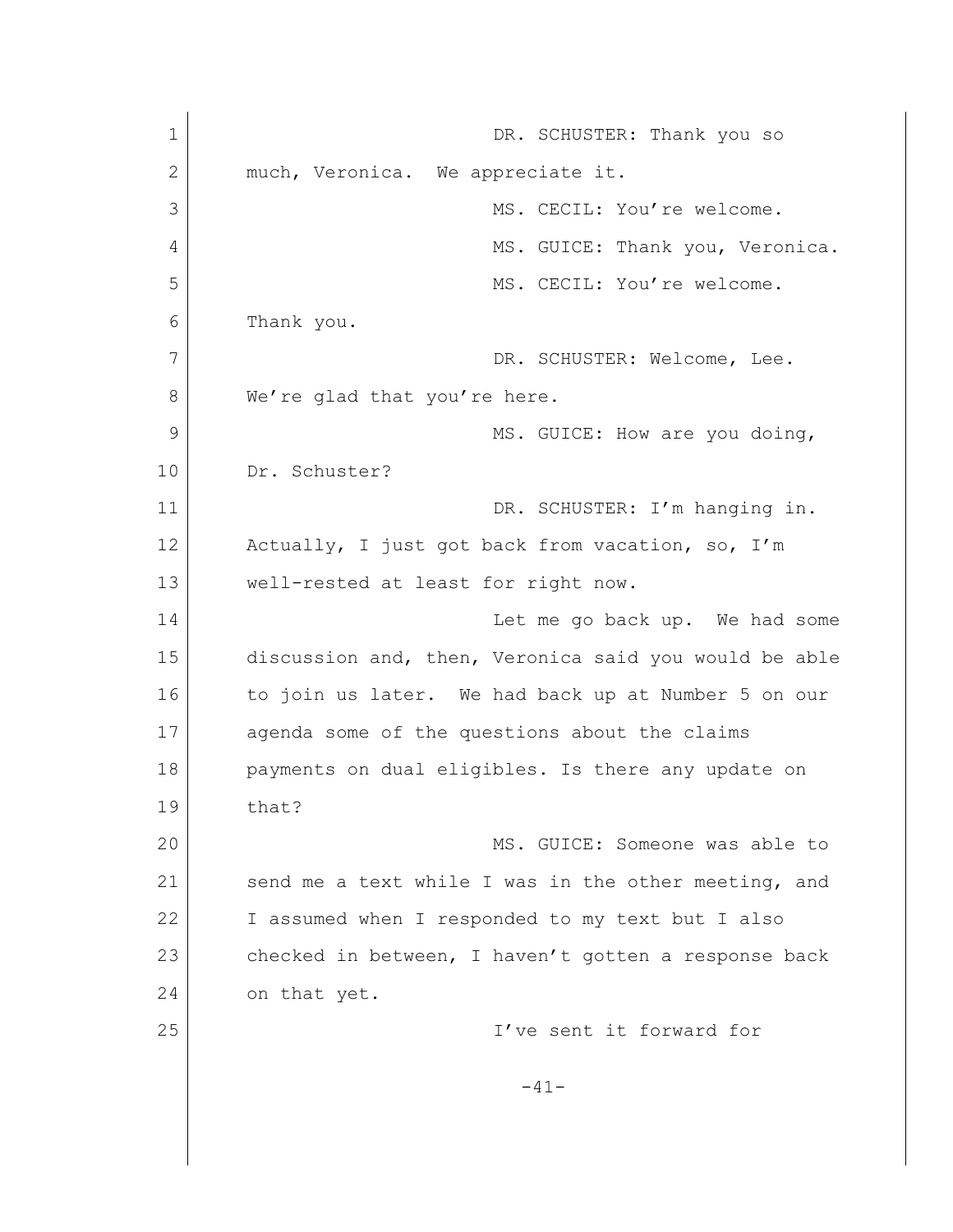DR. SCHUSTER: Thank you so much, Veronica. We appreciate it.

MS. CECIL: You're welcome.

MS. GUICE: Thank you, Veronica.

MS. CECIL: You're welcome. Thank you.

DR. SCHUSTER: Welcome, Lee. We're glad that you're here.

MS. GUICE: How are you doing, Dr. Schuster?

DR. SCHUSTER: I'm hanging in. Actually, I just got back from vacation, so, I'm well-rested at least for right now.

Let me go back up. We had some discussion and, then, Veronica said you would be able to join us later. We had back up at Number 5 on our agenda some of the questions about the claims payments on dual eligibles. Is there any update on that?

MS. GUICE: Someone was able to send me a text while I was in the other meeting, and I assumed when I responded to my text but I also checked in between, I haven't gotten a response back on that yet.

I've sent it forward for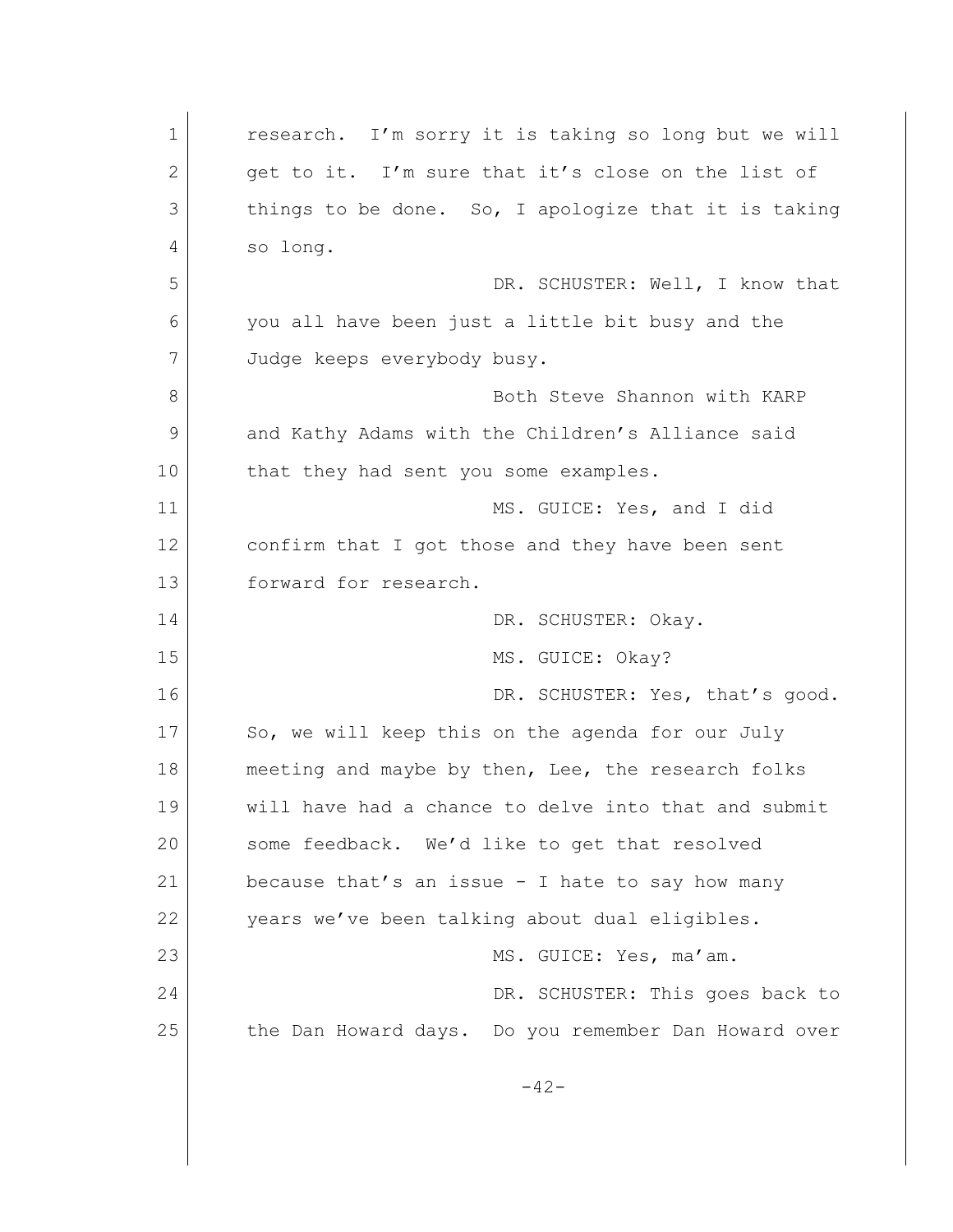research. I'm sorry it is taking so long but we will get to it. I'm sure that it's close on the list of things to be done. So, I apologize that it is taking so long.

DR. SCHUSTER: Well, I know that you all have been just a little bit busy and the Judge keeps everybody busy.

Both Steve Shannon with KARP and Kathy Adams with the Children's Alliance said that they had sent you some examples.

MS. GUICE: Yes, and I did confirm that I got those and they have been sent forward for research.

DR. SCHUSTER: Okay.

MS. GUICE: Okay?

DR. SCHUSTER: Yes, that's good. So, we will keep this on the agenda for our July meeting and maybe by then, Lee, the research folks will have had a chance to delve into that and submit some feedback. We'd like to get that resolved because that's an issue - I hate to say how many years we've been talking about dual eligibles.

MS. GUICE: Yes, ma'am.

DR. SCHUSTER: This goes back to the Dan Howard days. Do you remember Dan Howard over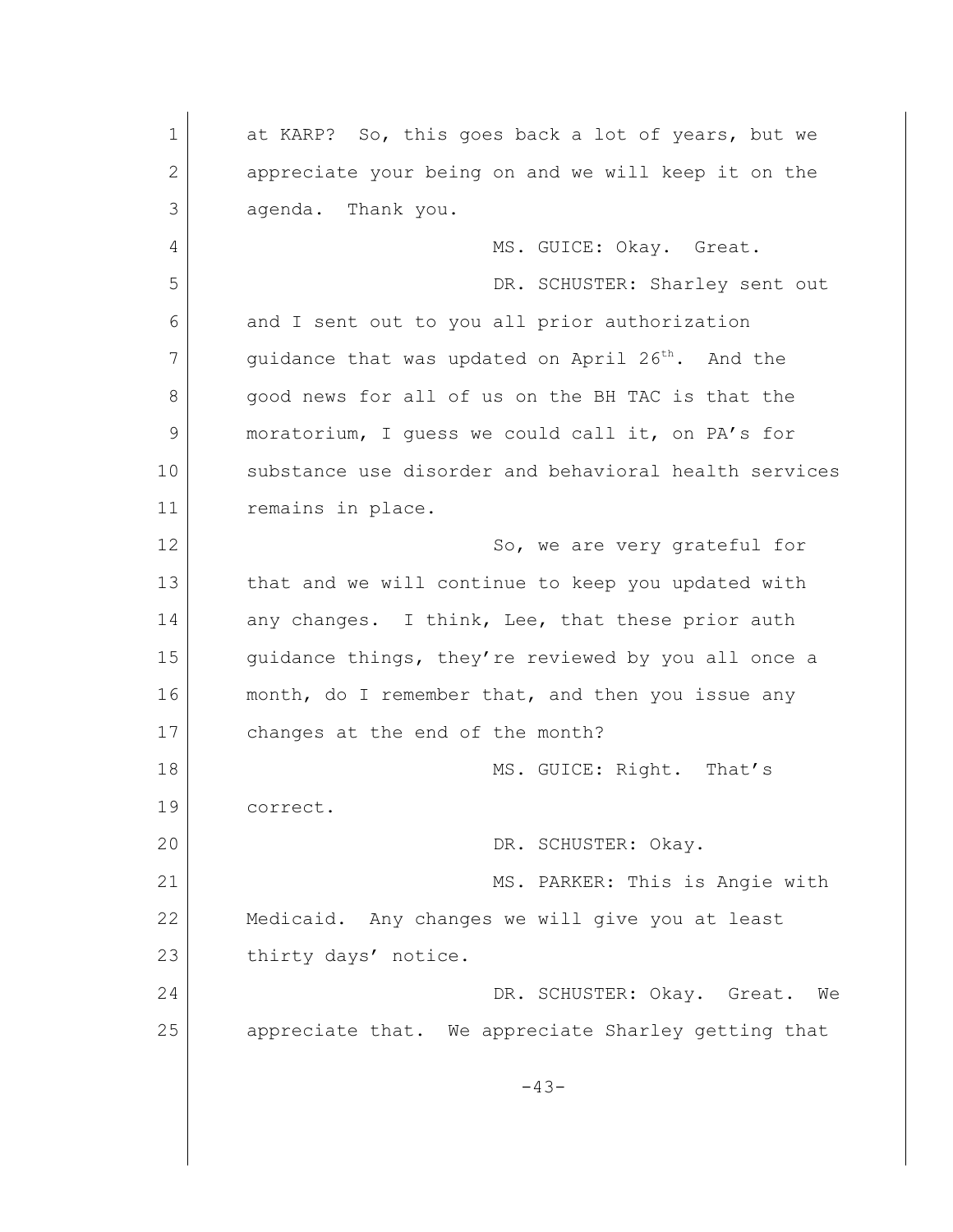at KARP? So, this goes back a lot of years, but we appreciate your being on and we will keep it on the agenda. Thank you.

MS. GUICE: Okay. Great.

DR. SCHUSTER: Sharley sent out and I sent out to you all prior authorization guidance that was updated on April 26th. And the good news for all of us on the BH TAC is that the moratorium, I guess we could call it, on PA's for substance use disorder and behavioral health services remains in place.

So, we are very grateful for that and we will continue to keep you updated with any changes. I think, Lee, that these prior auth guidance things, they're reviewed by you all once a month, do I remember that, and then you issue any changes at the end of the month?

MS. GUICE: Right. That's correct.

DR. SCHUSTER: Okay.

MS. PARKER: This is Angie with Medicaid. Any changes we will give you at least thirty days' notice.

DR. SCHUSTER: Okay. Great. We appreciate that. We appreciate Sharley getting that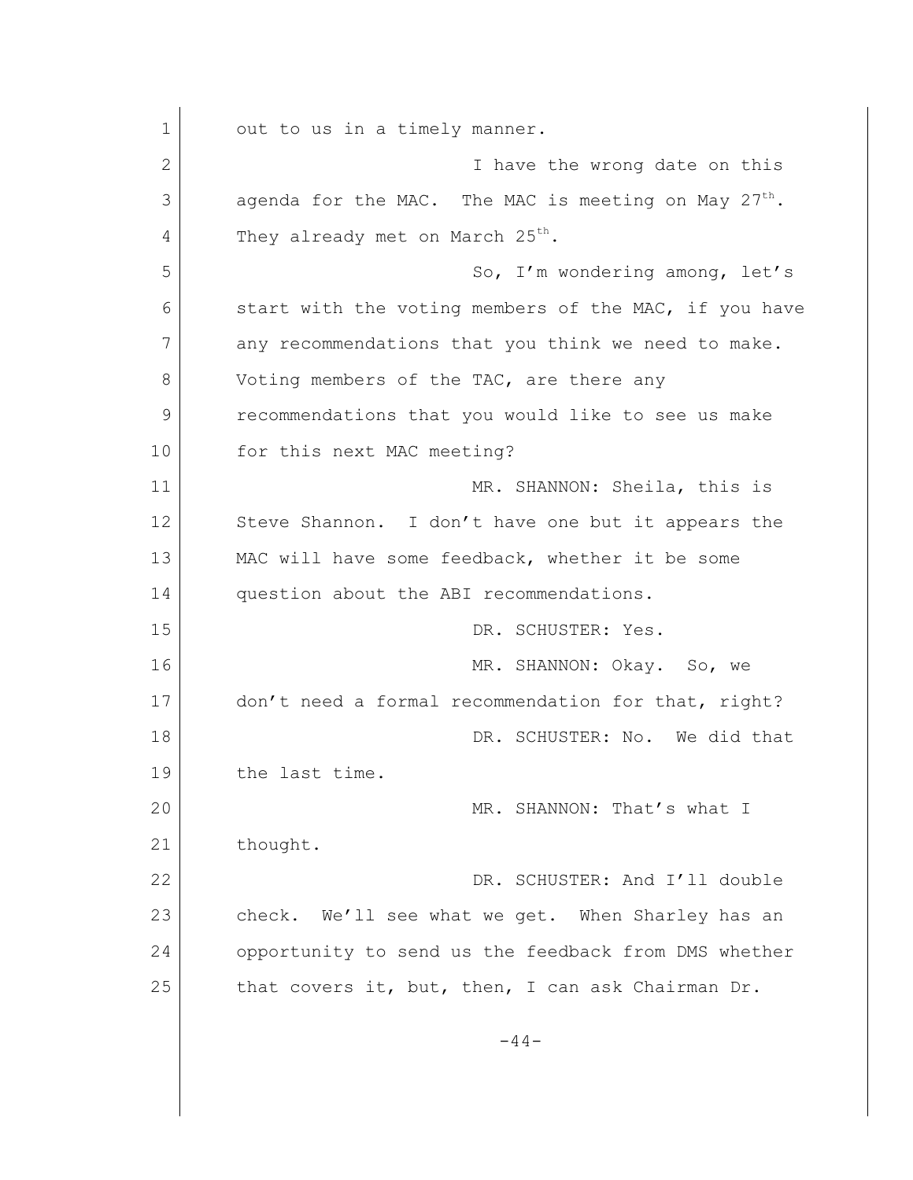out to us in a timely manner.

I have the wrong date on this agenda for the MAC. The MAC is meeting on May $27^{th}$. They already met on March $25^{th}$.

So, I'm wondering among, let's start with the voting members of the MAC, if you have any recommendations that you think we need to make. Voting members of the TAC, are there any recommendations that you would like to see us make for this next MAC meeting?

MR. SHANNON: Sheila, this is Steve Shannon. I don't have one but it appears the MAC will have some feedback, whether it be some question about the ABI recommendations.

DR. SCHUSTER: Yes.

MR. SHANNON: Okay. So, we don't need a formal recommendation for that, right?

DR. SCHUSTER: No. We did that the last time.

MR. SHANNON: That's what I thought.

DR. SCHUSTER: And I'll double check. We'll see what we get. When Sharley has an opportunity to send us the feedback from DMS whether that covers it, but, then, I can ask Chairman Dr.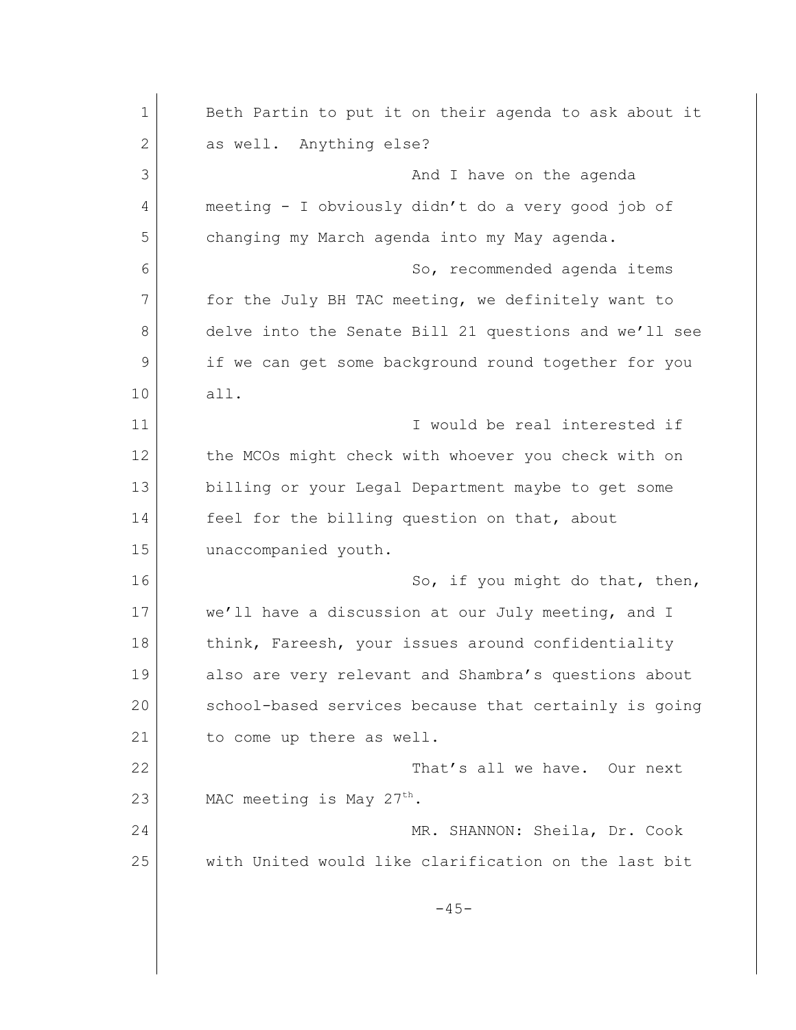Beth Partin to put it on their agenda to ask about it as well. Anything else?

And I have on the agenda meeting - I obviously didn't do a very good job of changing my March agenda into my May agenda.

So, recommended agenda items for the July BH TAC meeting, we definitely want to delve into the Senate Bill 21 questions and we'll see if we can get some background round together for you all.

I would be real interested if the MCOs might check with whoever you check with on billing or your Legal Department maybe to get some feel for the billing question on that, about unaccompanied youth.

So, if you might do that, then, we'll have a discussion at our July meeting, and I think, Fareesh, your issues around confidentiality also are very relevant and Shambra's questions about school-based services because that certainly is going to come up there as well.

That's all we have. Our next MAC meeting is May 27th.

MR. SHANNON: Sheila, Dr. Cook with United would like clarification on the last bit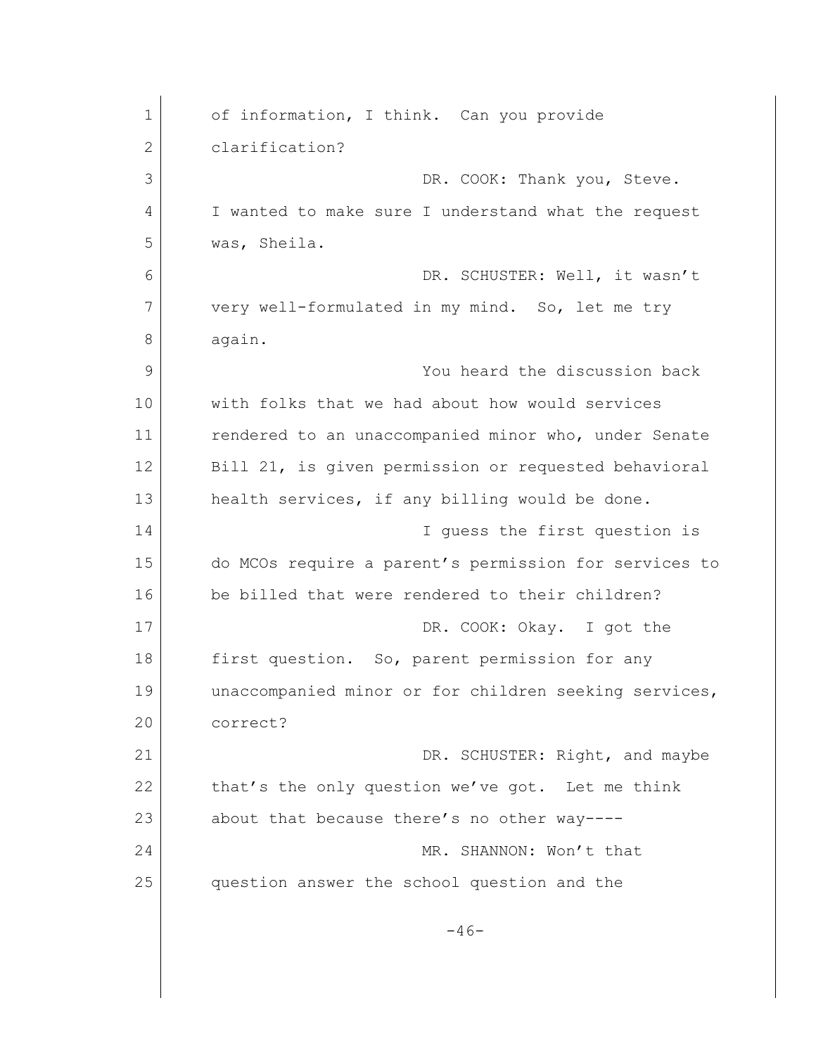of information, I think. Can you provide clarification?

DR. COOK: Thank you, Steve. I wanted to make sure I understand what the request was, Sheila.

DR. SCHUSTER: Well, it wasn't very well-formulated in my mind. So, let me try again.

You heard the discussion back with folks that we had about how would services rendered to an unaccompanied minor who, under Senate Bill 21, is given permission or requested behavioral health services, if any billing would be done.

I guess the first question is do MCOs require a parent's permission for services to be billed that were rendered to their children?

DR. COOK: Okay. I got the first question. So, parent permission for any unaccompanied minor or for children seeking services, correct?

DR. SCHUSTER: Right, and maybe that's the only question we've got. Let me think about that because there's no other way----

MR. SHANNON: Won't that question answer the school question and the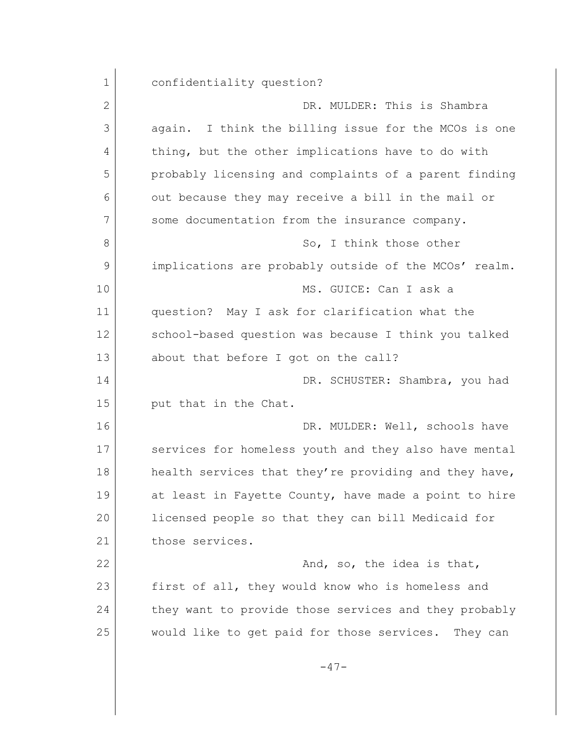confidentiality question?

DR. MULDER: This is Shambra again. I think the billing issue for the MCOs is one thing, but the other implications have to do with probably licensing and complaints of a parent finding out because they may receive a bill in the mail or some documentation from the insurance company.

So, I think those other implications are probably outside of the MCOs' realm.

MS. GUICE: Can I ask a question? May I ask for clarification what the school-based question was because I think you talked about that before I got on the call?

DR. SCHUSTER: Shambra, you had put that in the Chat.

DR. MULDER: Well, schools have services for homeless youth and they also have mental health services that they're providing and they have, at least in Fayette County, have made a point to hire licensed people so that they can bill Medicaid for those services.

And, so, the idea is that, first of all, they would know who is homeless and they want to provide those services and they probably would like to get paid for those services. They can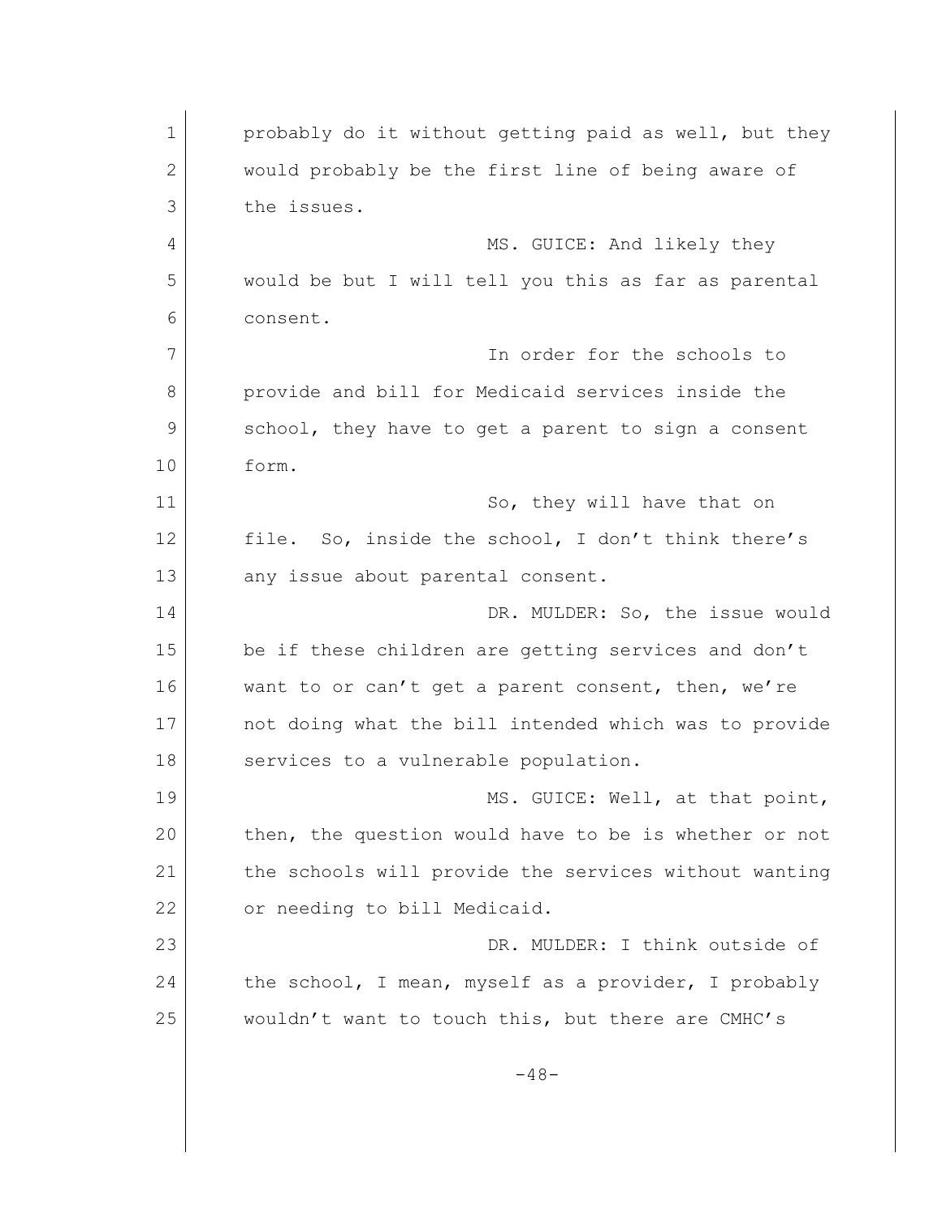probably do it without getting paid as well, but they would probably be the first line of being aware of the issues.

MS. GUICE: And likely they would be but I will tell you this as far as parental consent.

In order for the schools to provide and bill for Medicaid services inside the school, they have to get a parent to sign a consent form.

So, they will have that on file. So, inside the school, I don't think there's any issue about parental consent.

DR. MULDER: So, the issue would be if these children are getting services and don't want to or can't get a parent consent, then, we're not doing what the bill intended which was to provide services to a vulnerable population.

MS. GUICE: Well, at that point, then, the question would have to be is whether or not the schools will provide the services without wanting or needing to bill Medicaid.

DR. MULDER: I think outside of the school, I mean, myself as a provider, I probably wouldn't want to touch this, but there are CMHC's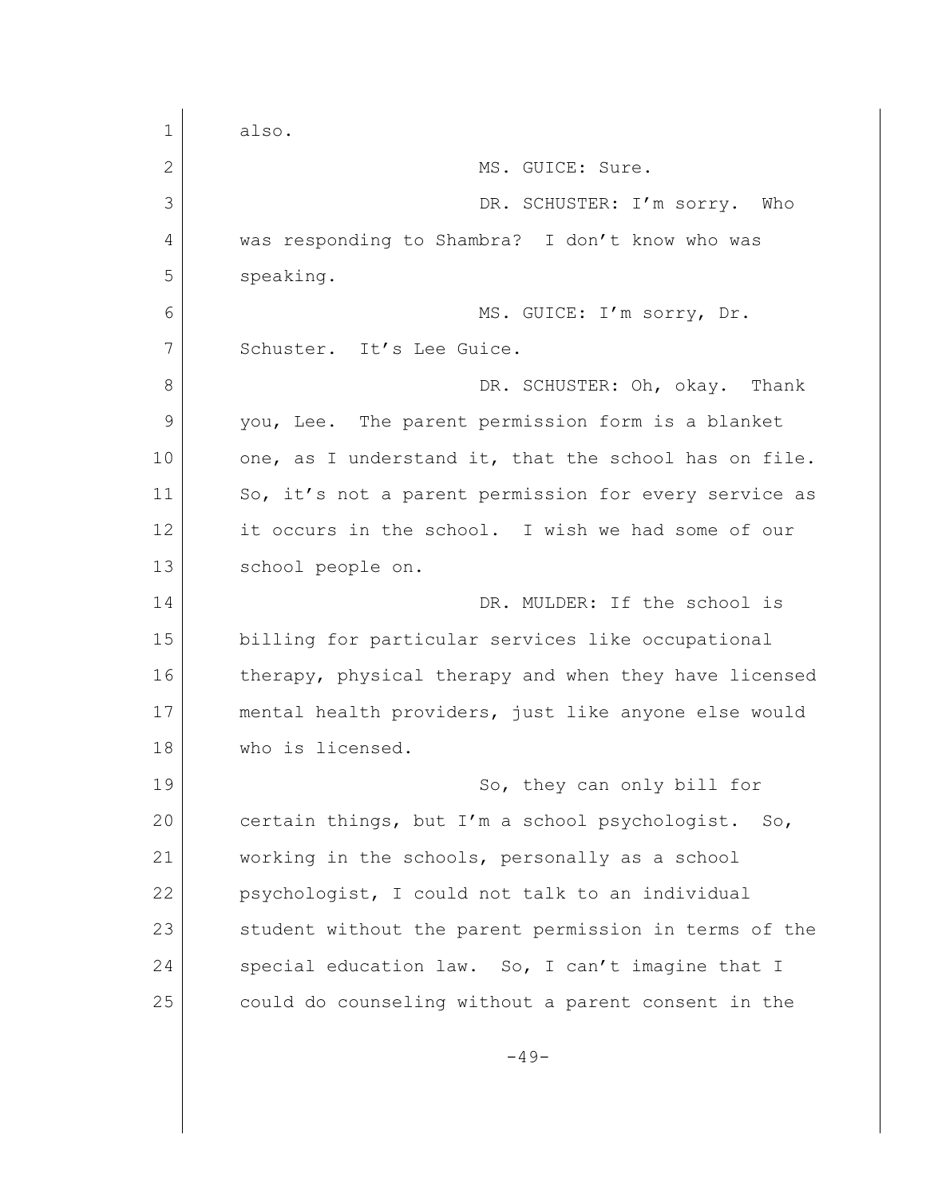also.

MS. GUICE: Sure.

DR. SCHUSTER: I'm sorry. Who was responding to Shambra? I don't know who was speaking.

MS. GUICE: I'm sorry, Dr. Schuster. It's Lee Guice.

DR. SCHUSTER: Oh, okay. Thank you, Lee. The parent permission form is a blanket one, as I understand it, that the school has on file. So, it's not a parent permission for every service as it occurs in the school. I wish we had some of our school people on.

DR. MULDER: If the school is billing for particular services like occupational therapy, physical therapy and when they have licensed mental health providers, just like anyone else would who is licensed.

So, they can only bill for certain things, but I'm a school psychologist. So, working in the schools, personally as a school psychologist, I could not talk to an individual student without the parent permission in terms of the special education law. So, I can't imagine that I could do counseling without a parent consent in the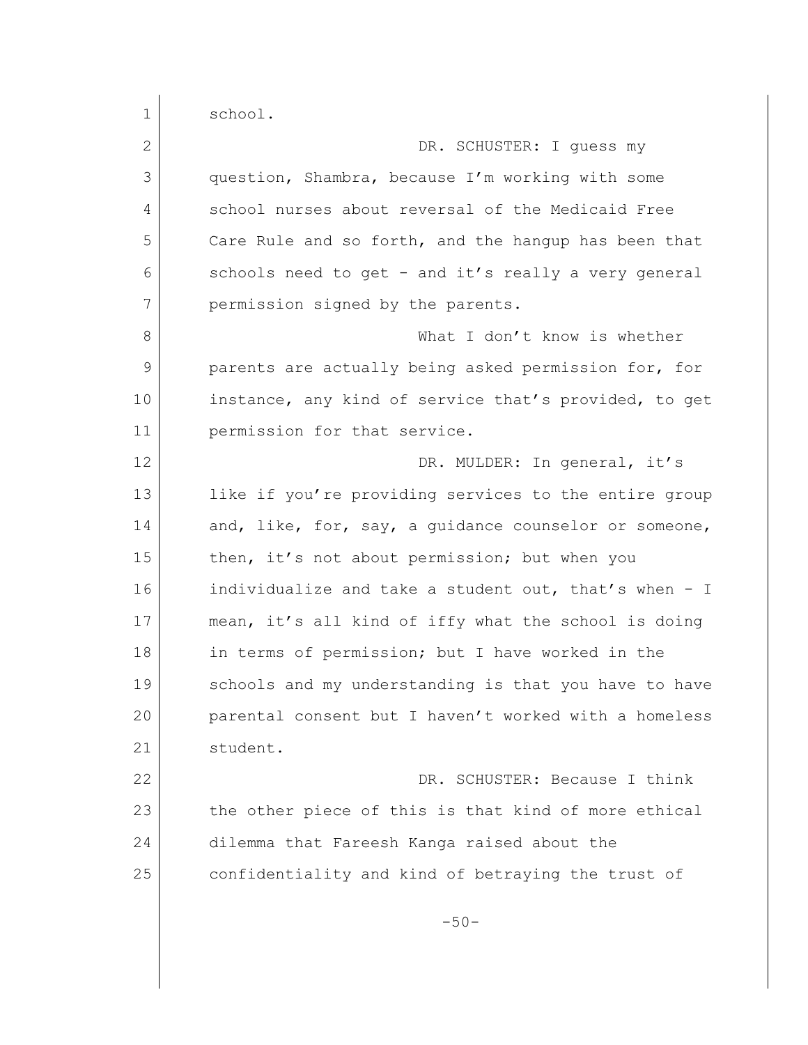school.

DR. SCHUSTER: I guess my question, Shambra, because I'm working with some school nurses about reversal of the Medicaid Free Care Rule and so forth, and the hangup has been that schools need to get - and it's really a very general permission signed by the parents.

What I don't know is whether parents are actually being asked permission for, for instance, any kind of service that's provided, to get permission for that service.

DR. MULDER: In general, it's like if you're providing services to the entire group and, like, for, say, a guidance counselor or someone, then, it's not about permission; but when you individualize and take a student out, that's when - I mean, it's all kind of iffy what the school is doing in terms of permission; but I have worked in the schools and my understanding is that you have to have parental consent but I haven't worked with a homeless student.

DR. SCHUSTER: Because I think the other piece of this is that kind of more ethical dilemma that Fareesh Kanga raised about the confidentiality and kind of betraying the trust of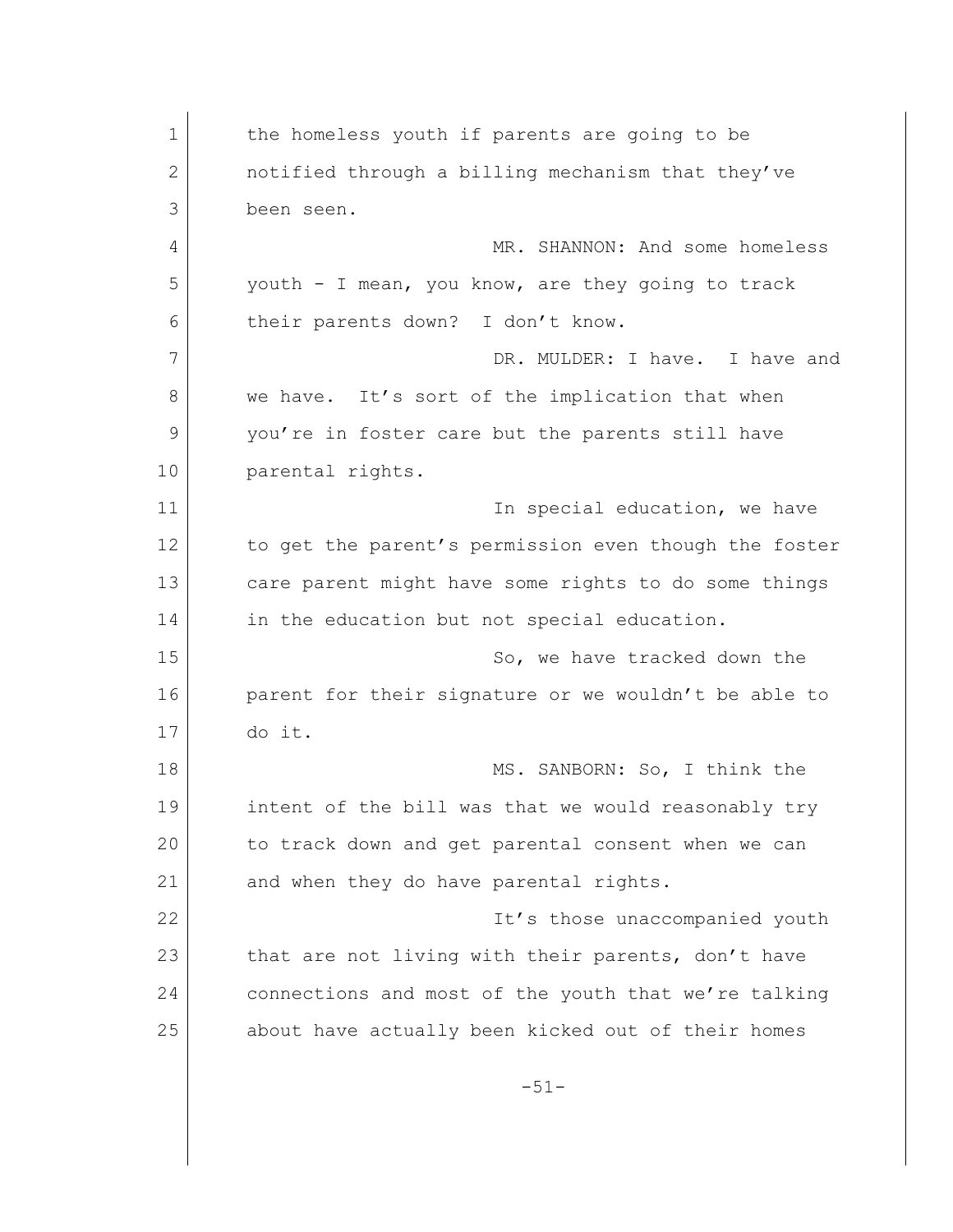the homeless youth if parents are going to be notified through a billing mechanism that they've been seen.

MR. SHANNON: And some homeless youth - I mean, you know, are they going to track their parents down? I don't know.

DR. MULDER: I have. I have and we have. It's sort of the implication that when you're in foster care but the parents still have parental rights.

In special education, we have to get the parent's permission even though the foster care parent might have some rights to do some things in the education but not special education.

So, we have tracked down the parent for their signature or we wouldn't be able to do it.

MS. SANBORN: So, I think the intent of the bill was that we would reasonably try to track down and get parental consent when we can and when they do have parental rights.

It's those unaccompanied youth that are not living with their parents, don't have connections and most of the youth that we're talking about have actually been kicked out of their homes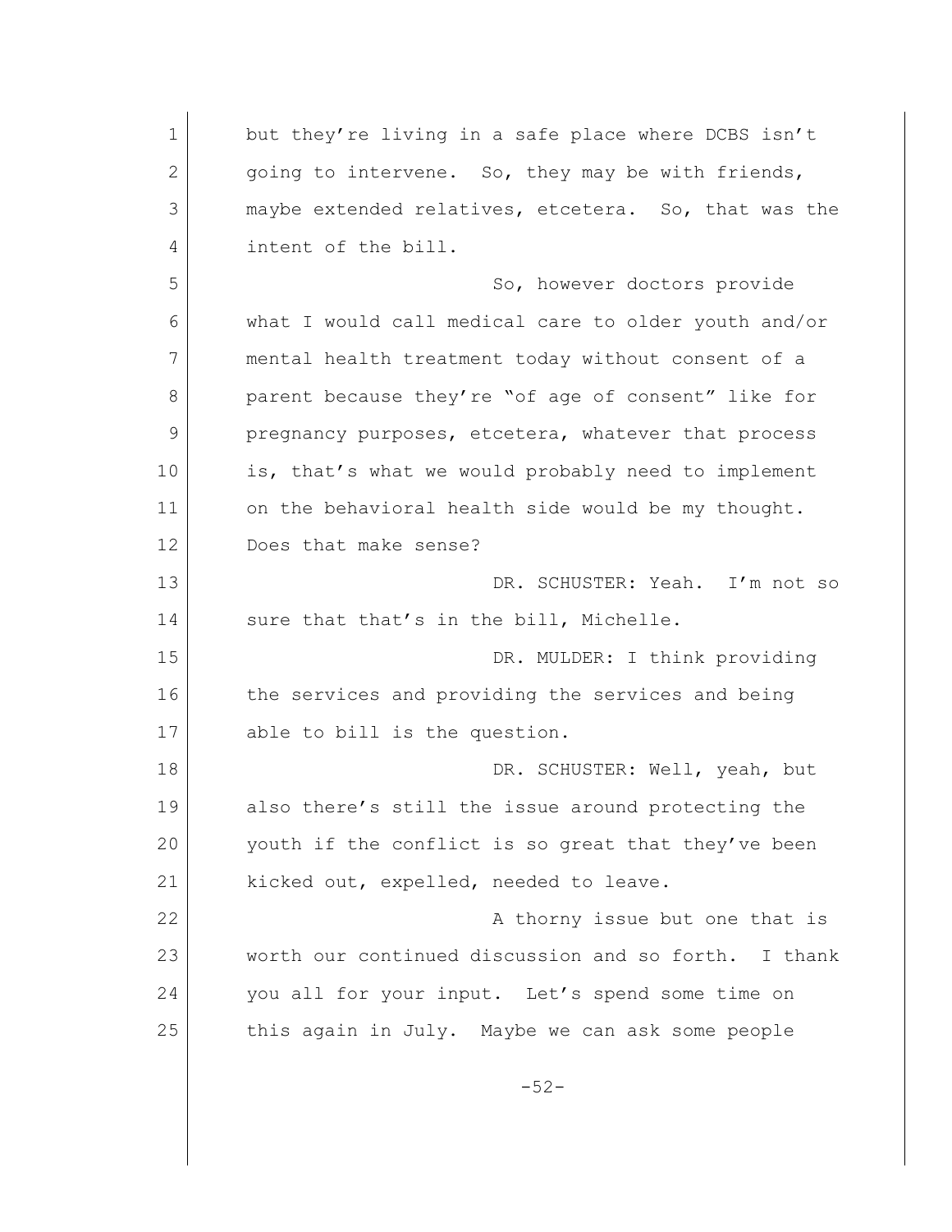but they're living in a safe place where DCBS isn't going to intervene. So, they may be with friends, maybe extended relatives, etcetera. So, that was the intent of the bill.

So, however doctors provide what I would call medical care to older youth and/or mental health treatment today without consent of a parent because they're "of age of consent" like for pregnancy purposes, etcetera, whatever that process is, that's what we would probably need to implement on the behavioral health side would be my thought. Does that make sense?

DR. SCHUSTER: Yeah. I'm not so sure that that's in the bill, Michelle.

DR. MULDER: I think providing the services and providing the services and being able to bill is the question.

DR. SCHUSTER: Well, yeah, but also there's still the issue around protecting the youth if the conflict is so great that they've been kicked out, expelled, needed to leave.

A thorny issue but one that is worth our continued discussion and so forth. I thank you all for your input. Let's spend some time on this again in July. Maybe we can ask some people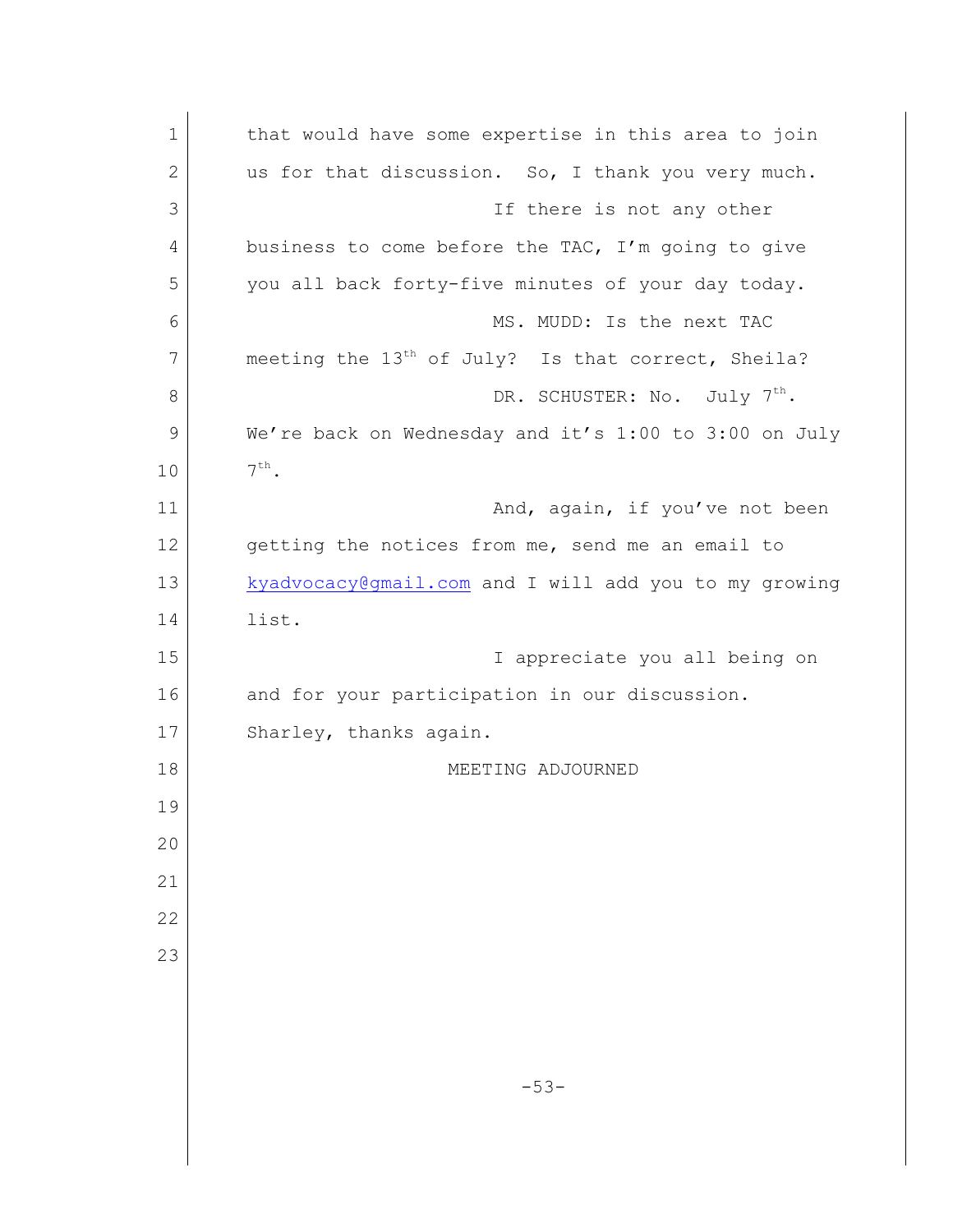that would have some expertise in this area to join us for that discussion. So, I thank you very much.

If there is not any other business to come before the TAC, I'm going to give you all back forty-five minutes of your day today.

MS. MUDD: Is the next TAC meeting the 13th of July? Is that correct, Sheila?

DR. SCHUSTER: No. July 7th. We're back on Wednesday and it's 1:00 to 3:00 on July 7th.

And, again, if you've not been getting the notices from me, send me an email to kyadvocacy@gmail.com and I will add you to my growing list.

I appreciate you all being on and for your participation in our discussion. Sharley, thanks again.

MEETING ADJOURNED